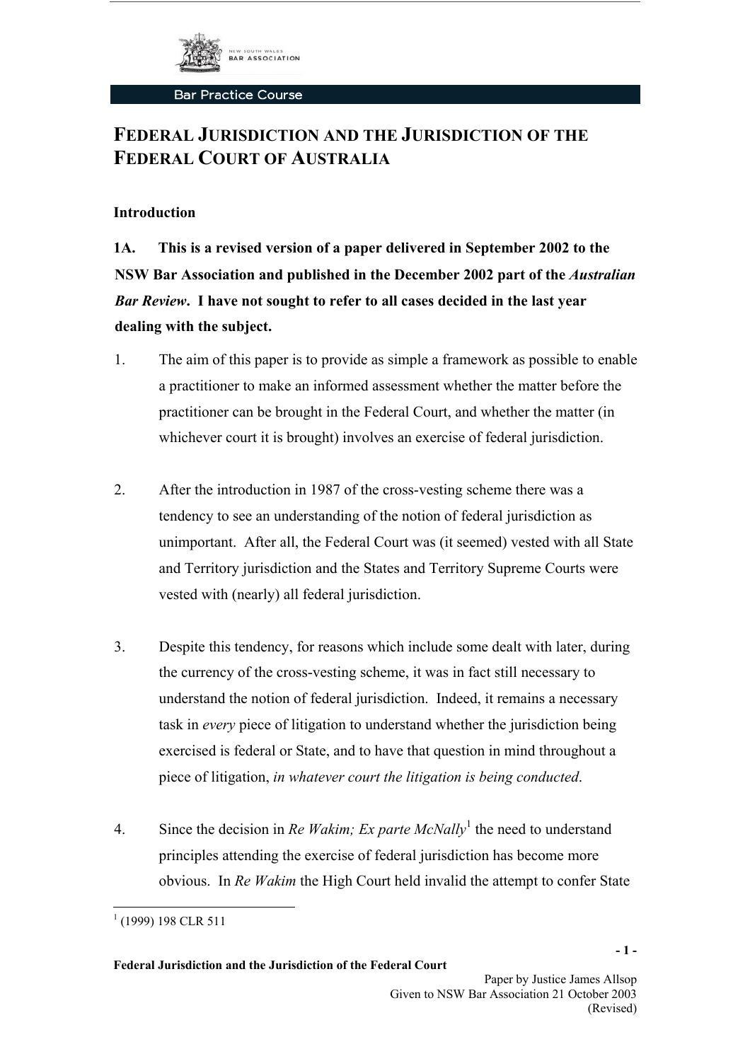# FEDERAL JURISDICTION AND THE JURISDICTION OF THE FEDERAL COURT OF AUSTRALIA

## Introduction

**1A. This is a revised version of a paper delivered in September 2002 to the NSW Bar Association and published in the December 2002 part of the *Australian Bar Review*. I have not sought to refer to all cases decided in the last year dealing with the subject.**

1. The aim of this paper is to provide as simple a framework as possible to enable a practitioner to make an informed assessment whether the matter before the practitioner can be brought in the Federal Court, and whether the matter (in whichever court it is brought) involves an exercise of federal jurisdiction.

2. After the introduction in 1987 of the cross-vesting scheme there was a tendency to see an understanding of the notion of federal jurisdiction as unimportant. After all, the Federal Court was (it seemed) vested with all State and Territory jurisdiction and the States and Territory Supreme Courts were vested with (nearly) all federal jurisdiction.

3. Despite this tendency, for reasons which include some dealt with later, during the currency of the cross-vesting scheme, it was in fact still necessary to understand the notion of federal jurisdiction. Indeed, it remains a necessary task in *every* piece of litigation to understand whether the jurisdiction being exercised is federal or State, and to have that question in mind throughout a piece of litigation, *in whatever court the litigation is being conducted*.

4. Since the decision in *Re Wakim; Ex parte McNally*[1] the need to understand principles attending the exercise of federal jurisdiction has become more obvious. In *Re Wakim* the High Court held invalid the attempt to confer State

[1] (1999) 198 CLR 511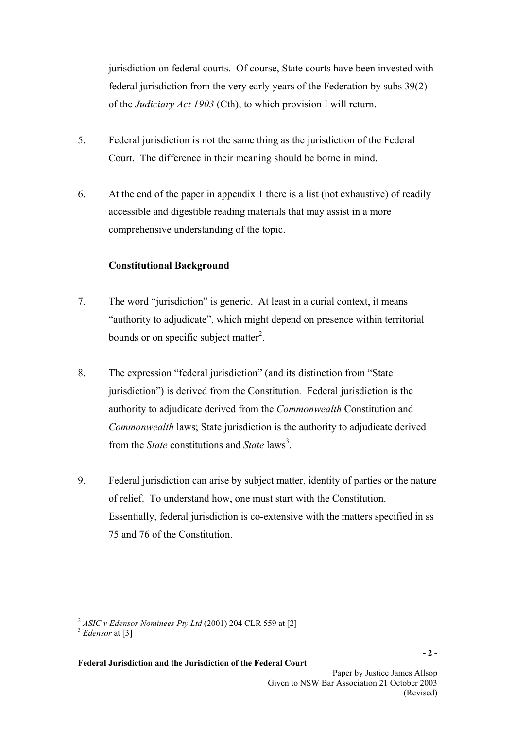jurisdiction on federal courts. Of course, State courts have been invested with federal jurisdiction from the very early years of the Federation by subs 39(2) of the *Judiciary Act 1903* (Cth), to which provision I will return.

5. Federal jurisdiction is not the same thing as the jurisdiction of the Federal Court. The difference in their meaning should be borne in mind.

6. At the end of the paper in appendix 1 there is a list (not exhaustive) of readily accessible and digestible reading materials that may assist in a more comprehensive understanding of the topic.

**Constitutional Background**

7. The word "jurisdiction" is generic. At least in a curial context, it means "authority to adjudicate", which might depend on presence within territorial bounds or on specific subject matter[2].

8. The expression "federal jurisdiction" (and its distinction from "State jurisdiction") is derived from the Constitution. Federal jurisdiction is the authority to adjudicate derived from the *Commonwealth* Constitution and *Commonwealth* laws; State jurisdiction is the authority to adjudicate derived from the *State* constitutions and *State* laws[3].

9. Federal jurisdiction can arise by subject matter, identity of parties or the nature of relief. To understand how, one must start with the Constitution. Essentially, federal jurisdiction is co-extensive with the matters specified in ss 75 and 76 of the Constitution.

---

[2] *ASIC v Edensor Nominees Pty Ltd* (2001) 204 CLR 559 at [2]

[3] *Edensor* at [3]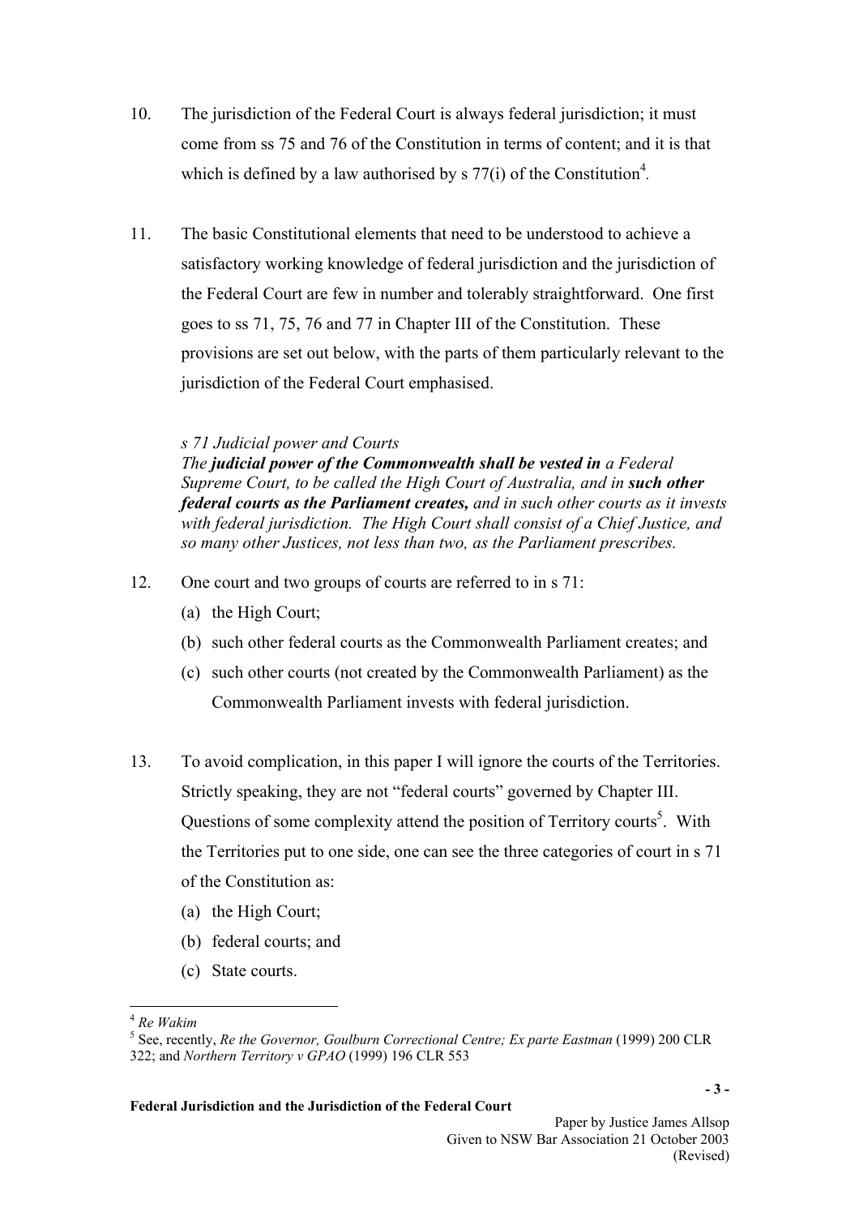10. The jurisdiction of the Federal Court is always federal jurisdiction; it must come from ss 75 and 76 of the Constitution in terms of content; and it is that which is defined by a law authorised by s 77(i) of the Constitution[4].

11. The basic Constitutional elements that need to be understood to achieve a satisfactory working knowledge of federal jurisdiction and the jurisdiction of the Federal Court are few in number and tolerably straightforward. One first goes to ss 71, 75, 76 and 77 in Chapter III of the Constitution. These provisions are set out below, with the parts of them particularly relevant to the jurisdiction of the Federal Court emphasised.

> *s 71 Judicial power and Courts*
> *The* ***judicial power of the Commonwealth shall be vested in*** *a Federal Supreme Court, to be called the High Court of Australia, and in* ***such other federal courts as the Parliament creates,*** *and in such other courts as it invests with federal jurisdiction. The High Court shall consist of a Chief Justice, and so many other Justices, not less than two, as the Parliament prescribes.*

12. One court and two groups of courts are referred to in s 71:
    (a) the High Court;
    (b) such other federal courts as the Commonwealth Parliament creates; and
    (c) such other courts (not created by the Commonwealth Parliament) as the Commonwealth Parliament invests with federal jurisdiction.

13. To avoid complication, in this paper I will ignore the courts of the Territories. Strictly speaking, they are not "federal courts" governed by Chapter III. Questions of some complexity attend the position of Territory courts[5]. With the Territories put to one side, one can see the three categories of court in s 71 of the Constitution as:
    (a) the High Court;
    (b) federal courts; and
    (c) State courts.

---

[4] *Re Wakim*

[5] See, recently, *Re the Governor, Goulburn Correctional Centre; Ex parte Eastman* (1999) 200 CLR 322; and *Northern Territory v GPAO* (1999) 196 CLR 553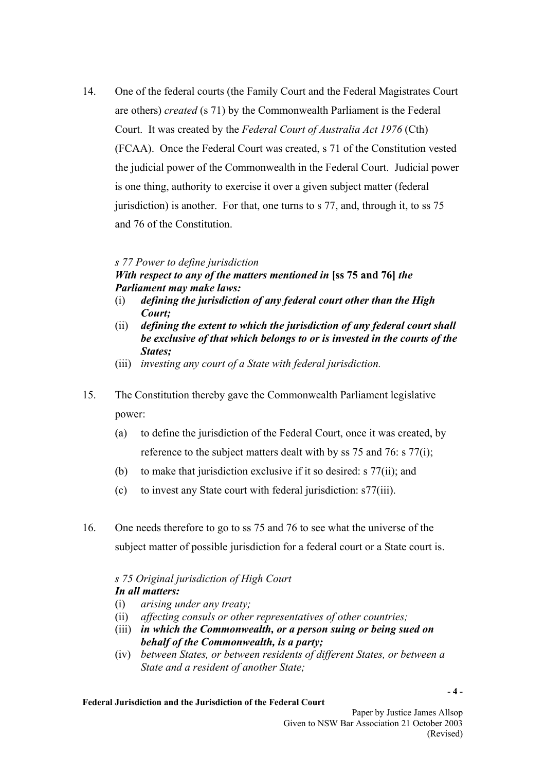14. One of the federal courts (the Family Court and the Federal Magistrates Court are others) *created* (s 71) by the Commonwealth Parliament is the Federal Court. It was created by the *Federal Court of Australia Act 1976* (Cth) (FCAA). Once the Federal Court was created, s 71 of the Constitution vested the judicial power of the Commonwealth in the Federal Court. Judicial power is one thing, authority to exercise it over a given subject matter (federal jurisdiction) is another. For that, one turns to s 77, and, through it, to ss 75 and 76 of the Constitution.

*s 77 Power to define jurisdiction*
***With respect to any of the matters mentioned in*** **[ss 75 and 76]** ***the Parliament may make laws:***

(i) ***defining the jurisdiction of any federal court other than the High Court;***
(ii) ***defining the extent to which the jurisdiction of any federal court shall be exclusive of that which belongs to or is invested in the courts of the States;***
(iii) *investing any court of a State with federal jurisdiction.*

15. The Constitution thereby gave the Commonwealth Parliament legislative power:

    (a) to define the jurisdiction of the Federal Court, once it was created, by reference to the subject matters dealt with by ss 75 and 76: s 77(i);
    (b) to make that jurisdiction exclusive if it so desired: s 77(ii); and
    (c) to invest any State court with federal jurisdiction: s77(iii).

16. One needs therefore to go to ss 75 and 76 to see what the universe of the subject matter of possible jurisdiction for a federal court or a State court is.

*s 75 Original jurisdiction of High Court*
***In all matters:***

(i) *arising under any treaty;*
(ii) *affecting consuls or other representatives of other countries;*
(iii) ***in which the Commonwealth, or a person suing or being sued on behalf of the Commonwealth, is a party;***
(iv) *between States, or between residents of different States, or between a State and a resident of another State;*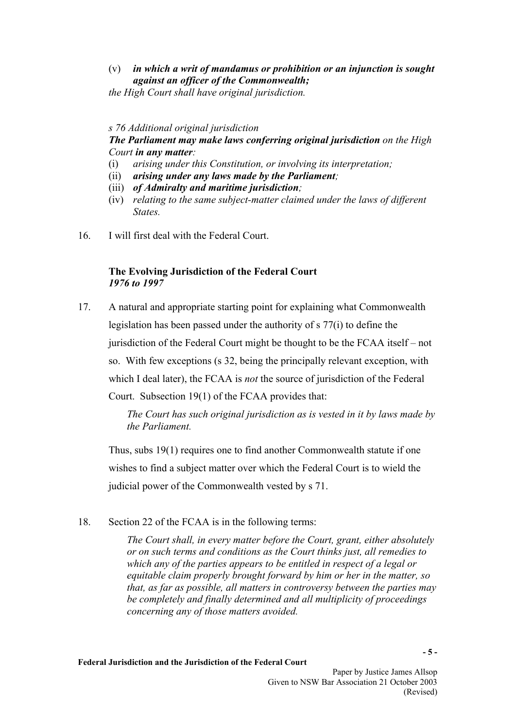(v) ***in which a writ of mandamus or prohibition or an injunction is sought against an officer of the Commonwealth;***

*the High Court shall have original jurisdiction.*

*s 76 Additional original jurisdiction*

***The Parliament may make laws conferring original jurisdiction*** *on the High Court* ***in any matter****:*

(i) *arising under this Constitution, or involving its interpretation;*

(ii) ***arising under any laws made by the Parliament****;*

(iii) ***of Admiralty and maritime jurisdiction****;*

(iv) *relating to the same subject-matter claimed under the laws of different States.*

16. I will first deal with the Federal Court.

**The Evolving Jurisdiction of the Federal Court**
***1976 to 1997***

17. A natural and appropriate starting point for explaining what Commonwealth legislation has been passed under the authority of s 77(i) to define the jurisdiction of the Federal Court might be thought to be the FCAA itself – not so. With few exceptions (s 32, being the principally relevant exception, with which I deal later), the FCAA is *not* the source of jurisdiction of the Federal Court. Subsection 19(1) of the FCAA provides that:

> *The Court has such original jurisdiction as is vested in it by laws made by the Parliament.*

Thus, subs 19(1) requires one to find another Commonwealth statute if one wishes to find a subject matter over which the Federal Court is to wield the judicial power of the Commonwealth vested by s 71.

18. Section 22 of the FCAA is in the following terms:

> *The Court shall, in every matter before the Court, grant, either absolutely or on such terms and conditions as the Court thinks just, all remedies to which any of the parties appears to be entitled in respect of a legal or equitable claim properly brought forward by him or her in the matter, so that, as far as possible, all matters in controversy between the parties may be completely and finally determined and all multiplicity of proceedings concerning any of those matters avoided.*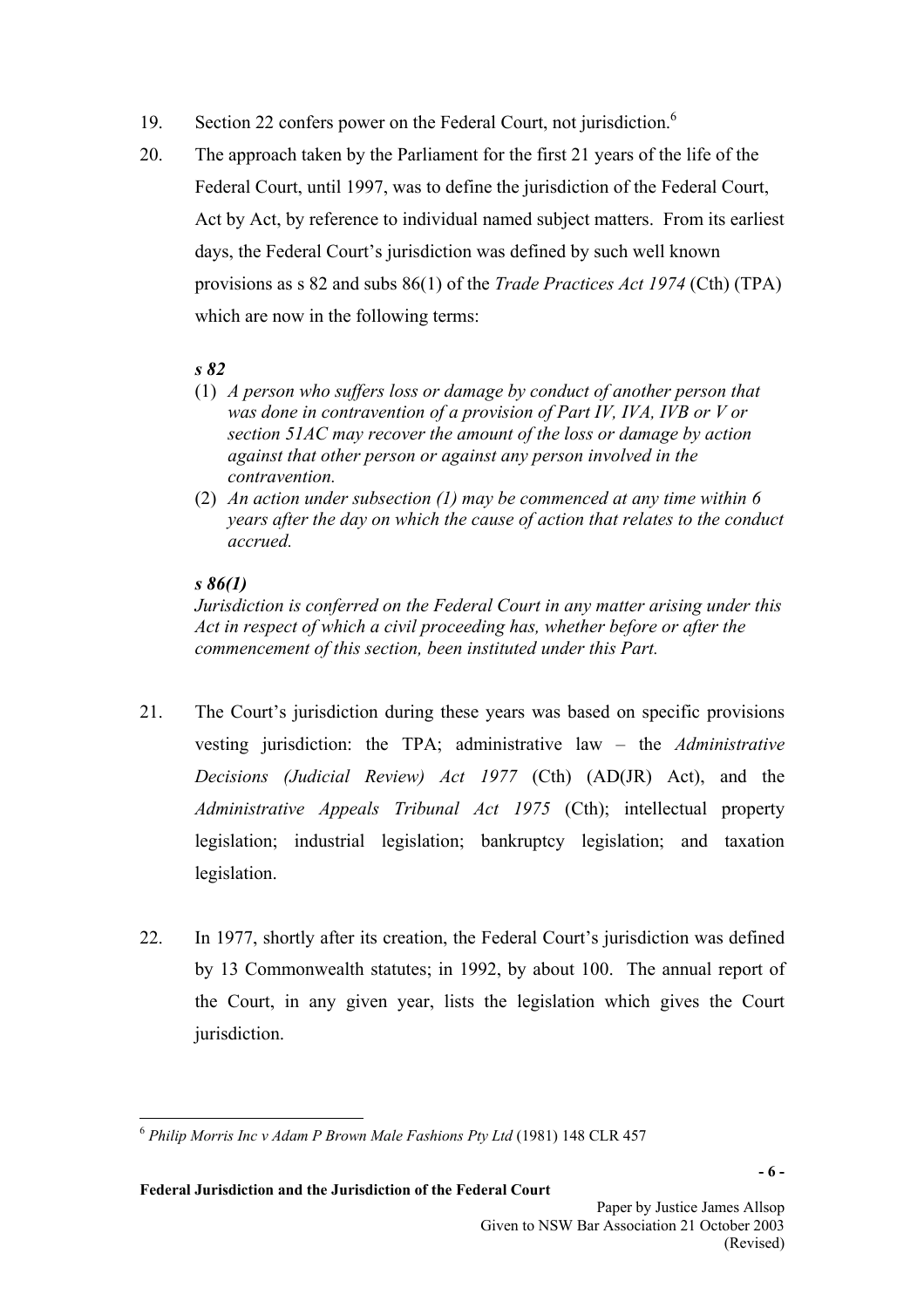19. Section 22 confers power on the Federal Court, not jurisdiction.[6]

20. The approach taken by the Parliament for the first 21 years of the life of the Federal Court, until 1997, was to define the jurisdiction of the Federal Court, Act by Act, by reference to individual named subject matters. From its earliest days, the Federal Court's jurisdiction was defined by such well known provisions as s 82 and subs 86(1) of the *Trade Practices Act 1974* (Cth) (TPA) which are now in the following terms:

> ***s 82***
>
> (1) *A person who suffers loss or damage by conduct of another person that was done in contravention of a provision of Part IV, IVA, IVB or V or section 51AC may recover the amount of the loss or damage by action against that other person or against any person involved in the contravention.*
>
> (2) *An action under subsection (1) may be commenced at any time within 6 years after the day on which the cause of action that relates to the conduct accrued.*
>
> ***s 86(1)***
>
> *Jurisdiction is conferred on the Federal Court in any matter arising under this Act in respect of which a civil proceeding has, whether before or after the commencement of this section, been instituted under this Part.*

21. The Court's jurisdiction during these years was based on specific provisions vesting jurisdiction: the TPA; administrative law – the *Administrative Decisions (Judicial Review) Act 1977* (Cth) (AD(JR) Act), and the *Administrative Appeals Tribunal Act 1975* (Cth); intellectual property legislation; industrial legislation; bankruptcy legislation; and taxation legislation.

22. In 1977, shortly after its creation, the Federal Court's jurisdiction was defined by 13 Commonwealth statutes; in 1992, by about 100. The annual report of the Court, in any given year, lists the legislation which gives the Court jurisdiction.

---

[6] *Philip Morris Inc v Adam P Brown Male Fashions Pty Ltd* (1981) 148 CLR 457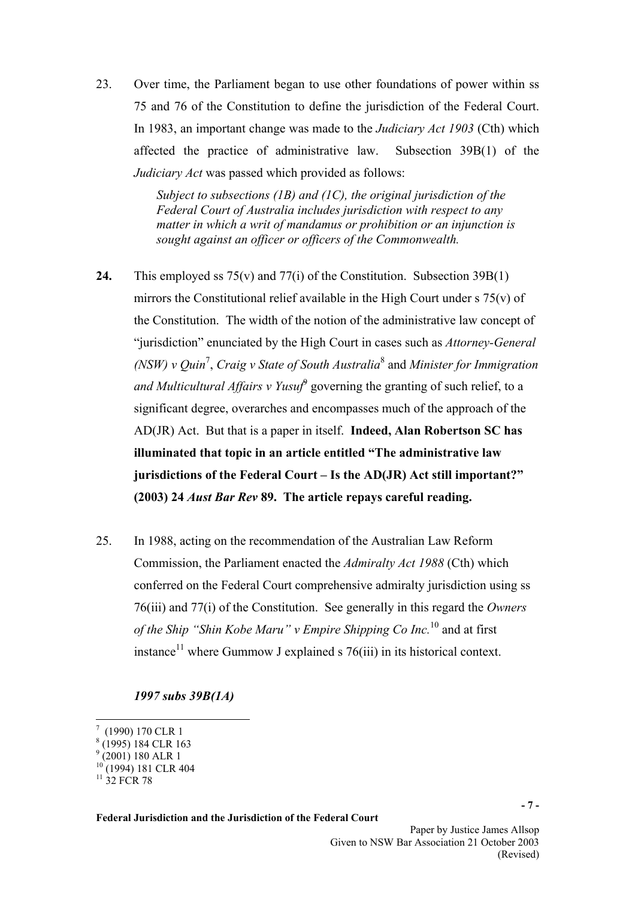23. Over time, the Parliament began to use other foundations of power within ss 75 and 76 of the Constitution to define the jurisdiction of the Federal Court. In 1983, an important change was made to the *Judiciary Act 1903* (Cth) which affected the practice of administrative law. Subsection 39B(1) of the *Judiciary Act* was passed which provided as follows:

> *Subject to subsections (1B) and (1C), the original jurisdiction of the Federal Court of Australia includes jurisdiction with respect to any matter in which a writ of mandamus or prohibition or an injunction is sought against an officer or officers of the Commonwealth.*

**24.** This employed ss 75(v) and 77(i) of the Constitution. Subsection 39B(1) mirrors the Constitutional relief available in the High Court under s 75(v) of the Constitution. The width of the notion of the administrative law concept of "jurisdiction" enunciated by the High Court in cases such as *Attorney-General (NSW) v Quin*[7], *Craig v State of South Australia*[8] and *Minister for Immigration and Multicultural Affairs v Yusuf*[9] governing the granting of such relief, to a significant degree, overarches and encompasses much of the approach of the AD(JR) Act. But that is a paper in itself. **Indeed, Alan Robertson SC has illuminated that topic in an article entitled "The administrative law jurisdictions of the Federal Court – Is the AD(JR) Act still important?" (2003) 24 *Aust Bar Rev* 89. The article repays careful reading.**

25. In 1988, acting on the recommendation of the Australian Law Reform Commission, the Parliament enacted the *Admiralty Act 1988* (Cth) which conferred on the Federal Court comprehensive admiralty jurisdiction using ss 76(iii) and 77(i) of the Constitution. See generally in this regard the *Owners of the Ship "Shin Kobe Maru" v Empire Shipping Co Inc.*[10] and at first instance[11] where Gummow J explained s 76(iii) in its historical context.

***1997 subs 39B(1A)***

---

[7] (1990) 170 CLR 1
[8] (1995) 184 CLR 163
[9] (2001) 180 ALR 1
[10] (1994) 181 CLR 404
[11] 32 FCR 78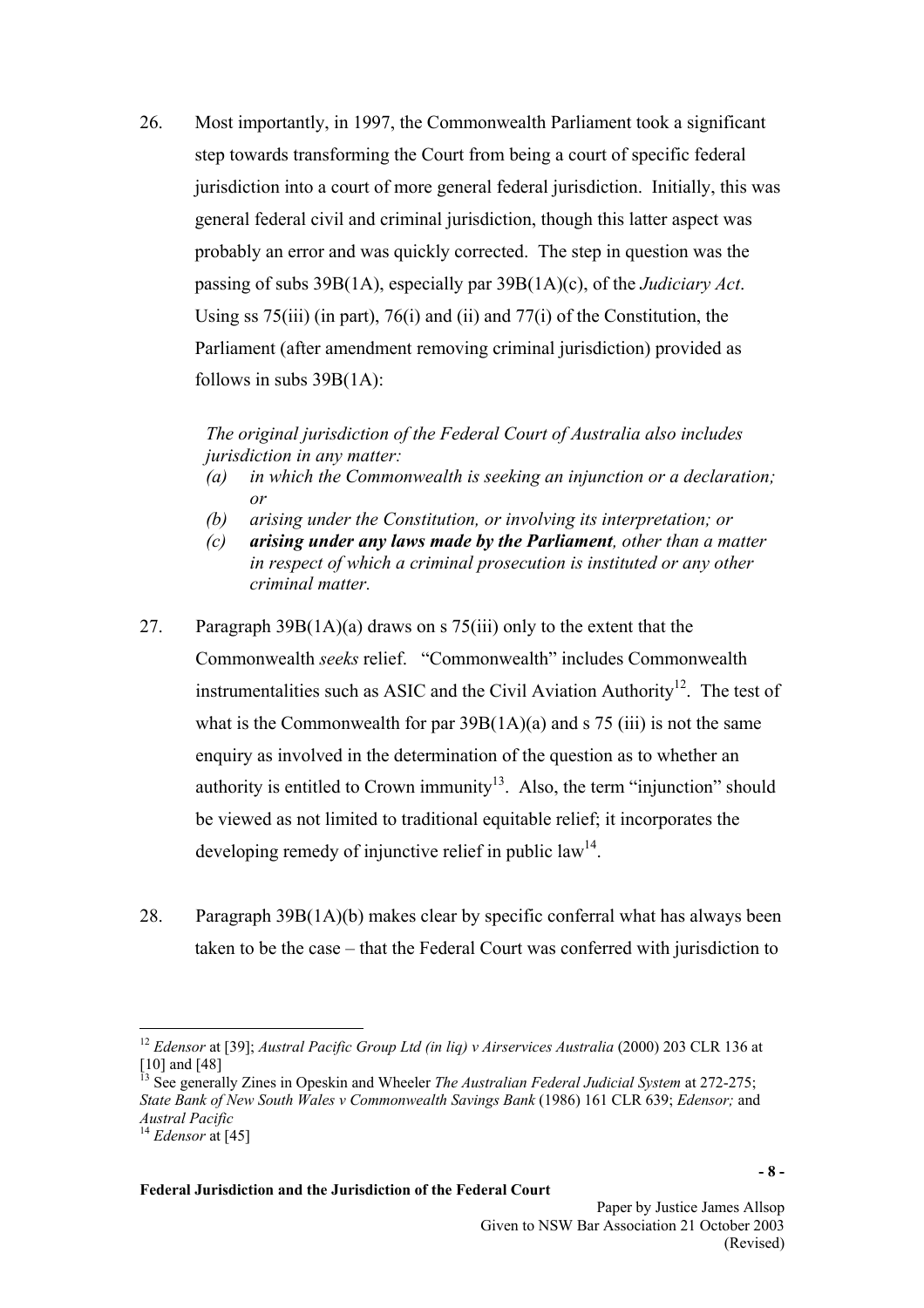26. Most importantly, in 1997, the Commonwealth Parliament took a significant step towards transforming the Court from being a court of specific federal jurisdiction into a court of more general federal jurisdiction. Initially, this was general federal civil and criminal jurisdiction, though this latter aspect was probably an error and was quickly corrected. The step in question was the passing of subs 39B(1A), especially par 39B(1A)(c), of the *Judiciary Act*. Using ss 75(iii) (in part), 76(i) and (ii) and 77(i) of the Constitution, the Parliament (after amendment removing criminal jurisdiction) provided as follows in subs 39B(1A):

> *The original jurisdiction of the Federal Court of Australia also includes jurisdiction in any matter:*
> *(a) in which the Commonwealth is seeking an injunction or a declaration; or*
> *(b) arising under the Constitution, or involving its interpretation; or*
> *(c)* ***arising under any laws made by the Parliament****, other than a matter in respect of which a criminal prosecution is instituted or any other criminal matter.*

27. Paragraph 39B(1A)(a) draws on s 75(iii) only to the extent that the Commonwealth *seeks* relief. "Commonwealth" includes Commonwealth instrumentalities such as ASIC and the Civil Aviation Authority[12]. The test of what is the Commonwealth for par 39B(1A)(a) and s 75 (iii) is not the same enquiry as involved in the determination of the question as to whether an authority is entitled to Crown immunity[13]. Also, the term "injunction" should be viewed as not limited to traditional equitable relief; it incorporates the developing remedy of injunctive relief in public law[14].

28. Paragraph 39B(1A)(b) makes clear by specific conferral what has always been taken to be the case – that the Federal Court was conferred with jurisdiction to

---

[12] *Edensor* at [39]; *Austral Pacific Group Ltd (in liq) v Airservices Australia* (2000) 203 CLR 136 at [10] and [48]

[13] See generally Zines in Opeskin and Wheeler *The Australian Federal Judicial System* at 272-275; *State Bank of New South Wales v Commonwealth Savings Bank* (1986) 161 CLR 639; *Edensor;* and *Austral Pacific*

[14] *Edensor* at [45]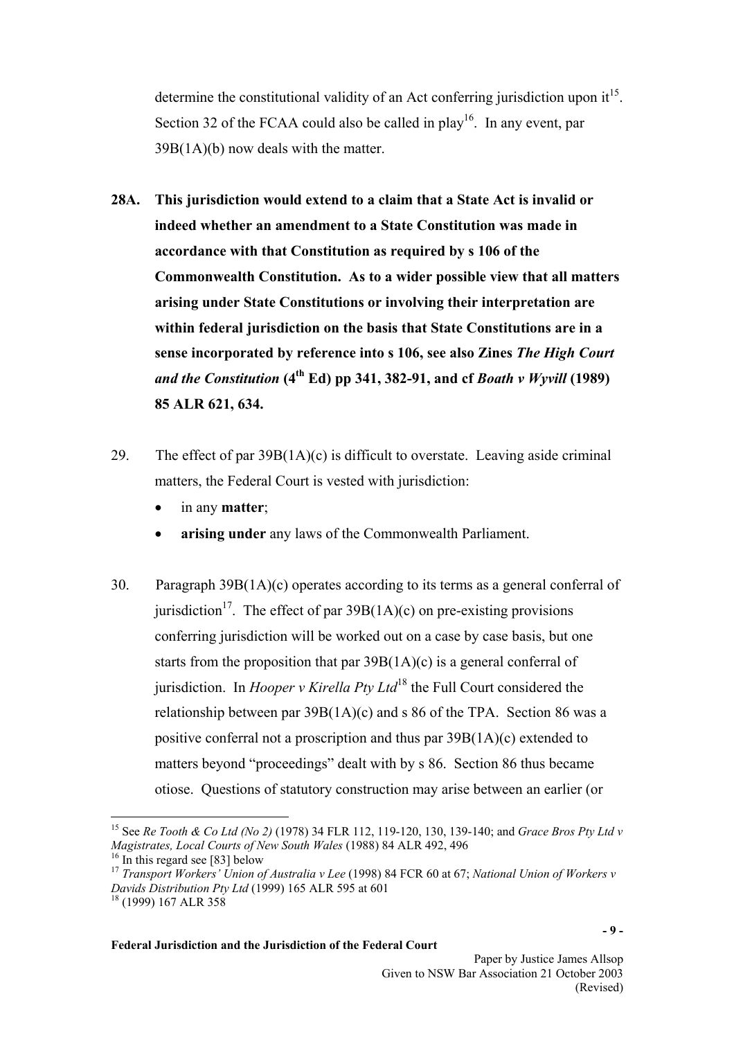determine the constitutional validity of an Act conferring jurisdiction upon it[15]. Section 32 of the FCAA could also be called in play[16]. In any event, par 39B(1A)(b) now deals with the matter.

**28A. This jurisdiction would extend to a claim that a State Act is invalid or indeed whether an amendment to a State Constitution was made in accordance with that Constitution as required by s 106 of the Commonwealth Constitution. As to a wider possible view that all matters arising under State Constitutions or involving their interpretation are within federal jurisdiction on the basis that State Constitutions are in a sense incorporated by reference into s 106, see also Zines *The High Court and the Constitution* (4th Ed) pp 341, 382-91, and cf *Boath v Wyvill* (1989) 85 ALR 621, 634.**

29. The effect of par 39B(1A)(c) is difficult to overstate. Leaving aside criminal matters, the Federal Court is vested with jurisdiction:

- in any **matter**;
- **arising under** any laws of the Commonwealth Parliament.

30. Paragraph 39B(1A)(c) operates according to its terms as a general conferral of jurisdiction[17]. The effect of par 39B(1A)(c) on pre-existing provisions conferring jurisdiction will be worked out on a case by case basis, but one starts from the proposition that par 39B(1A)(c) is a general conferral of jurisdiction. In *Hooper v Kirella Pty Ltd*[18] the Full Court considered the relationship between par 39B(1A)(c) and s 86 of the TPA. Section 86 was a positive conferral not a proscription and thus par 39B(1A)(c) extended to matters beyond "proceedings" dealt with by s 86. Section 86 thus became otiose. Questions of statutory construction may arise between an earlier (or

---

[15] See *Re Tooth & Co Ltd (No 2)* (1978) 34 FLR 112, 119-120, 130, 139-140; and *Grace Bros Pty Ltd v Magistrates, Local Courts of New South Wales* (1988) 84 ALR 492, 496

[16] In this regard see [83] below

[17] *Transport Workers' Union of Australia v Lee* (1998) 84 FCR 60 at 67; *National Union of Workers v Davids Distribution Pty Ltd* (1999) 165 ALR 595 at 601

[18] (1999) 167 ALR 358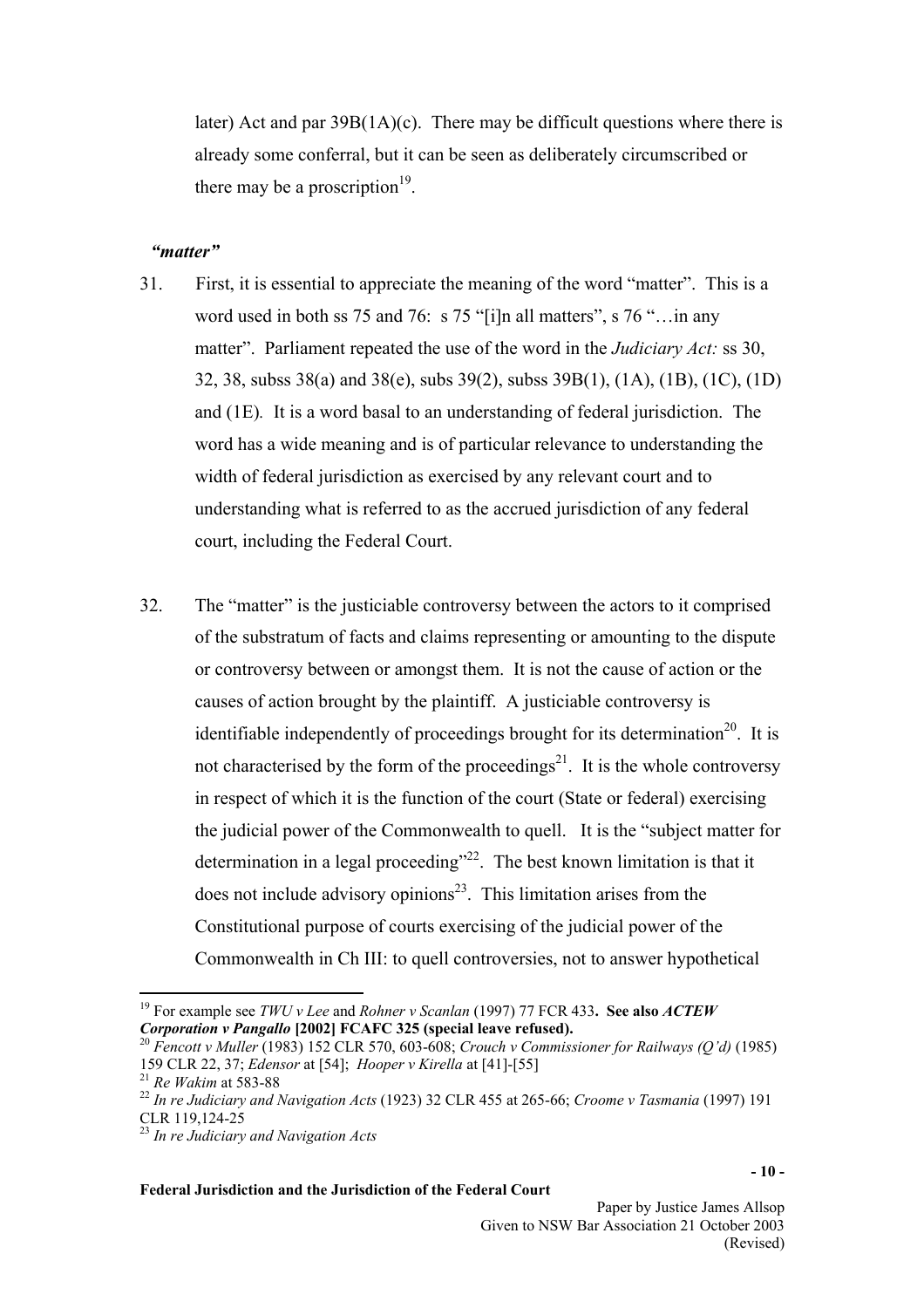later) Act and par 39B(1A)(c). There may be difficult questions where there is already some conferral, but it can be seen as deliberately circumscribed or there may be a proscription[19].

### *"matter"*

31. First, it is essential to appreciate the meaning of the word "matter". This is a word used in both ss 75 and 76: s 75 "[i]n all matters", s 76 "…in any matter". Parliament repeated the use of the word in the *Judiciary Act:* ss 30, 32, 38, subss 38(a) and 38(e), subs 39(2), subss 39B(1), (1A), (1B), (1C), (1D) and (1E). It is a word basal to an understanding of federal jurisdiction. The word has a wide meaning and is of particular relevance to understanding the width of federal jurisdiction as exercised by any relevant court and to understanding what is referred to as the accrued jurisdiction of any federal court, including the Federal Court.

32. The "matter" is the justiciable controversy between the actors to it comprised of the substratum of facts and claims representing or amounting to the dispute or controversy between or amongst them. It is not the cause of action or the causes of action brought by the plaintiff. A justiciable controversy is identifiable independently of proceedings brought for its determination[20]. It is not characterised by the form of the proceedings[21]. It is the whole controversy in respect of which it is the function of the court (State or federal) exercising the judicial power of the Commonwealth to quell. It is the "subject matter for determination in a legal proceeding"[22]. The best known limitation is that it does not include advisory opinions[23]. This limitation arises from the Constitutional purpose of courts exercising of the judicial power of the Commonwealth in Ch III: to quell controversies, not to answer hypothetical

---

[19] For example see *TWU v Lee* and *Rohner v Scanlan* (1997) 77 FCR 433**. See also *ACTEW Corporation v Pangallo* [2002] FCAFC 325 (special leave refused).**

[20] *Fencott v Muller* (1983) 152 CLR 570, 603-608; *Crouch v Commissioner for Railways (Q'd)* (1985) 159 CLR 22, 37; *Edensor* at [54]; *Hooper v Kirella* at [41]-[55]

[21] *Re Wakim* at 583-88

[22] *In re Judiciary and Navigation Acts* (1923) 32 CLR 455 at 265-66; *Croome v Tasmania* (1997) 191 CLR 119,124-25

[23] *In re Judiciary and Navigation Acts*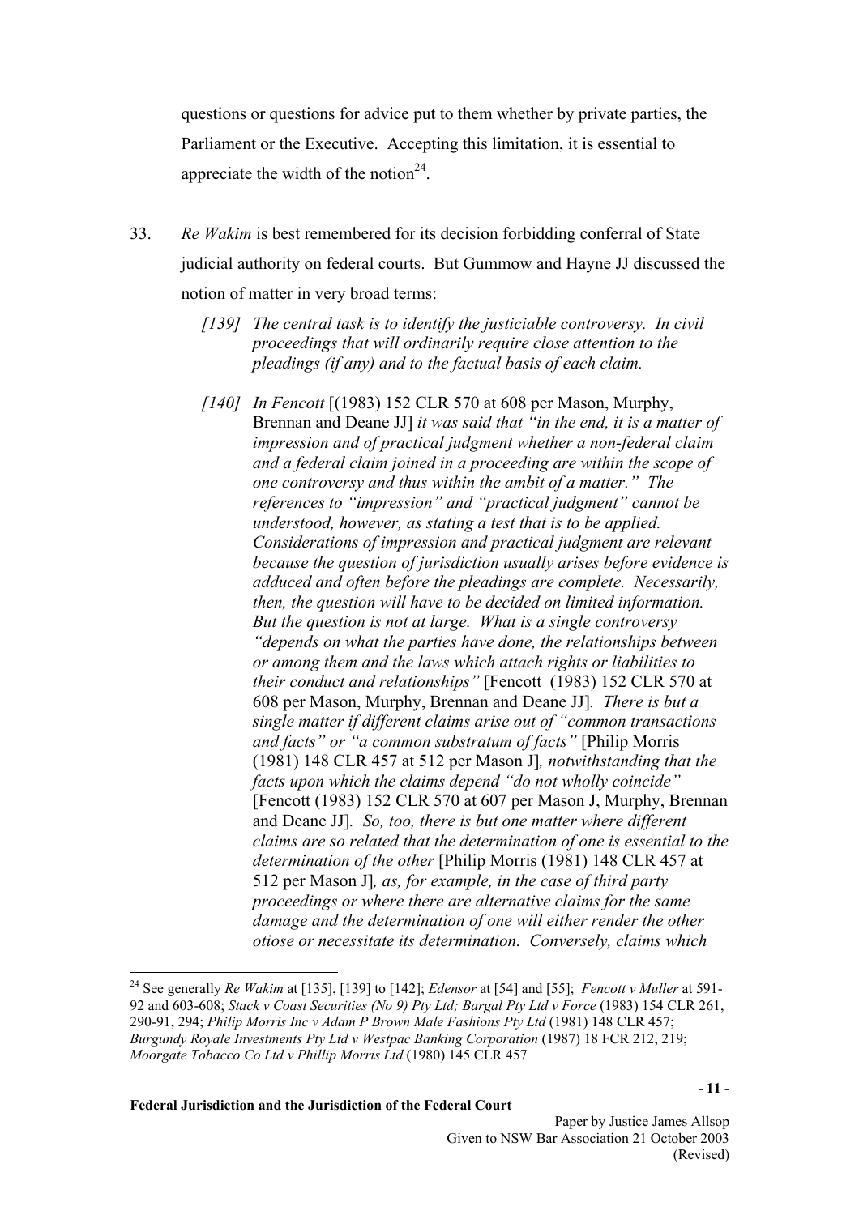questions or questions for advice put to them whether by private parties, the Parliament or the Executive. Accepting this limitation, it is essential to appreciate the width of the notion[24].

33. *Re Wakim* is best remembered for its decision forbidding conferral of State judicial authority on federal courts. But Gummow and Hayne JJ discussed the notion of matter in very broad terms:

> *[139] The central task is to identify the justiciable controversy. In civil proceedings that will ordinarily require close attention to the pleadings (if any) and to the factual basis of each claim.*
>
> *[140] In Fencott* [(1983) 152 CLR 570 at 608 per Mason, Murphy, Brennan and Deane JJ] *it was said that "in the end, it is a matter of impression and of practical judgment whether a non-federal claim and a federal claim joined in a proceeding are within the scope of one controversy and thus within the ambit of a matter." The references to "impression" and "practical judgment" cannot be understood, however, as stating a test that is to be applied. Considerations of impression and practical judgment are relevant because the question of jurisdiction usually arises before evidence is adduced and often before the pleadings are complete. Necessarily, then, the question will have to be decided on limited information. But the question is not at large. What is a single controversy "depends on what the parties have done, the relationships between or among them and the laws which attach rights or liabilities to their conduct and relationships"* [Fencott (1983) 152 CLR 570 at 608 per Mason, Murphy, Brennan and Deane JJ]*. There is but a single matter if different claims arise out of "common transactions and facts" or "a common substratum of facts"* [Philip Morris (1981) 148 CLR 457 at 512 per Mason J]*, notwithstanding that the facts upon which the claims depend "do not wholly coincide"* [Fencott (1983) 152 CLR 570 at 607 per Mason J, Murphy, Brennan and Deane JJ]*. So, too, there is but one matter where different claims are so related that the determination of one is essential to the determination of the other* [Philip Morris (1981) 148 CLR 457 at 512 per Mason J]*, as, for example, in the case of third party proceedings or where there are alternative claims for the same damage and the determination of one will either render the other otiose or necessitate its determination. Conversely, claims which*

---

[24] See generally *Re Wakim* at [135], [139] to [142]; *Edensor* at [54] and [55]; *Fencott v Muller* at 591-92 and 603-608; *Stack v Coast Securities (No 9) Pty Ltd; Bargal Pty Ltd v Force* (1983) 154 CLR 261, 290-91, 294; *Philip Morris Inc v Adam P Brown Male Fashions Pty Ltd* (1981) 148 CLR 457; *Burgundy Royale Investments Pty Ltd v Westpac Banking Corporation* (1987) 18 FCR 212, 219; *Moorgate Tobacco Co Ltd v Phillip Morris Ltd* (1980) 145 CLR 457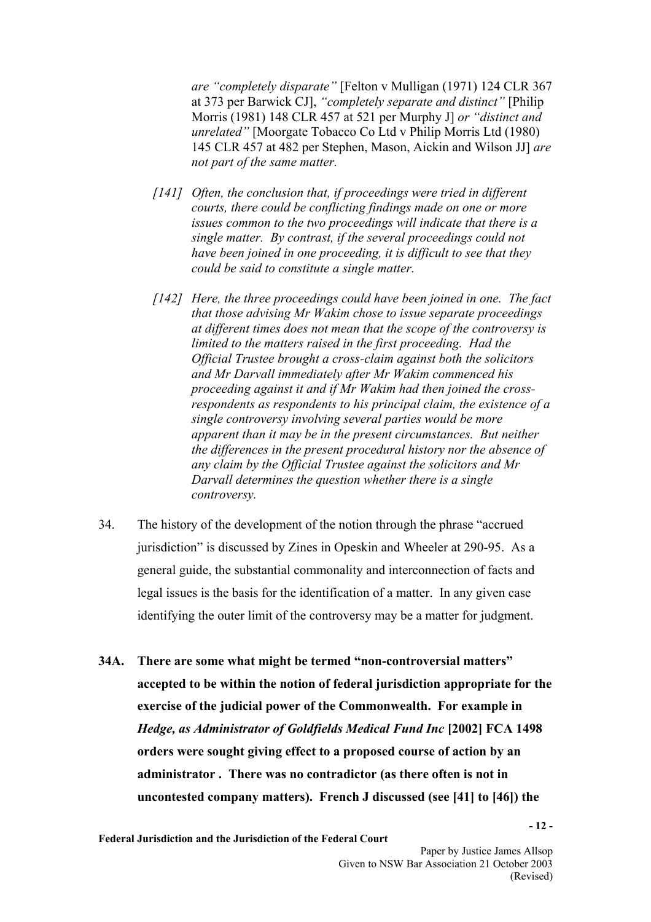*are "completely disparate"* [Felton v Mulligan (1971) 124 CLR 367 at 373 per Barwick CJ], *"completely separate and distinct"* [Philip Morris (1981) 148 CLR 457 at 521 per Murphy J] *or "distinct and unrelated"* [Moorgate Tobacco Co Ltd v Philip Morris Ltd (1980) 145 CLR 457 at 482 per Stephen, Mason, Aickin and Wilson JJ] *are not part of the same matter.*

> *[141] Often, the conclusion that, if proceedings were tried in different courts, there could be conflicting findings made on one or more issues common to the two proceedings will indicate that there is a single matter. By contrast, if the several proceedings could not have been joined in one proceeding, it is difficult to see that they could be said to constitute a single matter.*
>
> *[142] Here, the three proceedings could have been joined in one. The fact that those advising Mr Wakim chose to issue separate proceedings at different times does not mean that the scope of the controversy is limited to the matters raised in the first proceeding. Had the Official Trustee brought a cross-claim against both the solicitors and Mr Darvall immediately after Mr Wakim commenced his proceeding against it and if Mr Wakim had then joined the cross-respondents as respondents to his principal claim, the existence of a single controversy involving several parties would be more apparent than it may be in the present circumstances. But neither the differences in the present procedural history nor the absence of any claim by the Official Trustee against the solicitors and Mr Darvall determines the question whether there is a single controversy.*

34. The history of the development of the notion through the phrase "accrued jurisdiction" is discussed by Zines in Opeskin and Wheeler at 290-95. As a general guide, the substantial commonality and interconnection of facts and legal issues is the basis for the identification of a matter. In any given case identifying the outer limit of the controversy may be a matter for judgment.

**34A. There are some what might be termed "non-controversial matters" accepted to be within the notion of federal jurisdiction appropriate for the exercise of the judicial power of the Commonwealth. For example in *Hedge, as Administrator of Goldfields Medical Fund Inc* [2002] FCA 1498 orders were sought giving effect to a proposed course of action by an administrator . There was no contradictor (as there often is not in uncontested company matters). French J discussed (see [41] to [46]) the**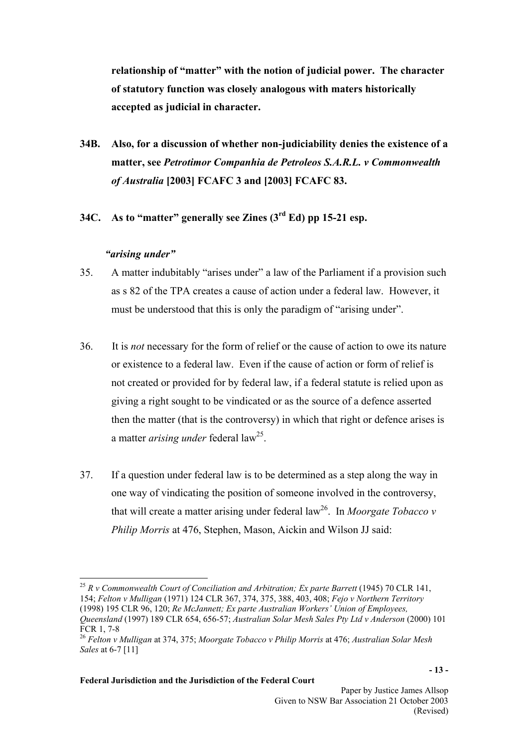**relationship of "matter" with the notion of judicial power. The character of statutory function was closely analogous with maters historically accepted as judicial in character.**

**34B. Also, for a discussion of whether non-judiciability denies the existence of a matter, see *Petrotimor Companhia de Petroleos S.A.R.L. v Commonwealth of Australia* [2003] FCAFC 3 and [2003] FCAFC 83.**

**34C. As to "matter" generally see Zines (3rd Ed) pp 15-21 esp.**

***"arising under"***

35. A matter indubitably "arises under" a law of the Parliament if a provision such as s 82 of the TPA creates a cause of action under a federal law. However, it must be understood that this is only the paradigm of "arising under".

36. It is *not* necessary for the form of relief or the cause of action to owe its nature or existence to a federal law. Even if the cause of action or form of relief is not created or provided for by federal law, if a federal statute is relied upon as giving a right sought to be vindicated or as the source of a defence asserted then the matter (that is the controversy) in which that right or defence arises is a matter *arising under* federal law[25].

37. If a question under federal law is to be determined as a step along the way in one way of vindicating the position of someone involved in the controversy, that will create a matter arising under federal law[26]. In *Moorgate Tobacco v Philip Morris* at 476, Stephen, Mason, Aickin and Wilson JJ said:

---

[25] *R v Commonwealth Court of Conciliation and Arbitration; Ex parte Barrett* (1945) 70 CLR 141, 154; *Felton v Mulligan* (1971) 124 CLR 367, 374, 375, 388, 403, 408; *Fejo v Northern Territory* (1998) 195 CLR 96, 120; *Re McJannett; Ex parte Australian Workers' Union of Employees, Queensland* (1997) 189 CLR 654, 656-57; *Australian Solar Mesh Sales Pty Ltd v Anderson* (2000) 101 FCR 1, 7-8

[26] *Felton v Mulligan* at 374, 375; *Moorgate Tobacco v Philip Morris* at 476; *Australian Solar Mesh Sales* at 6-7 [11]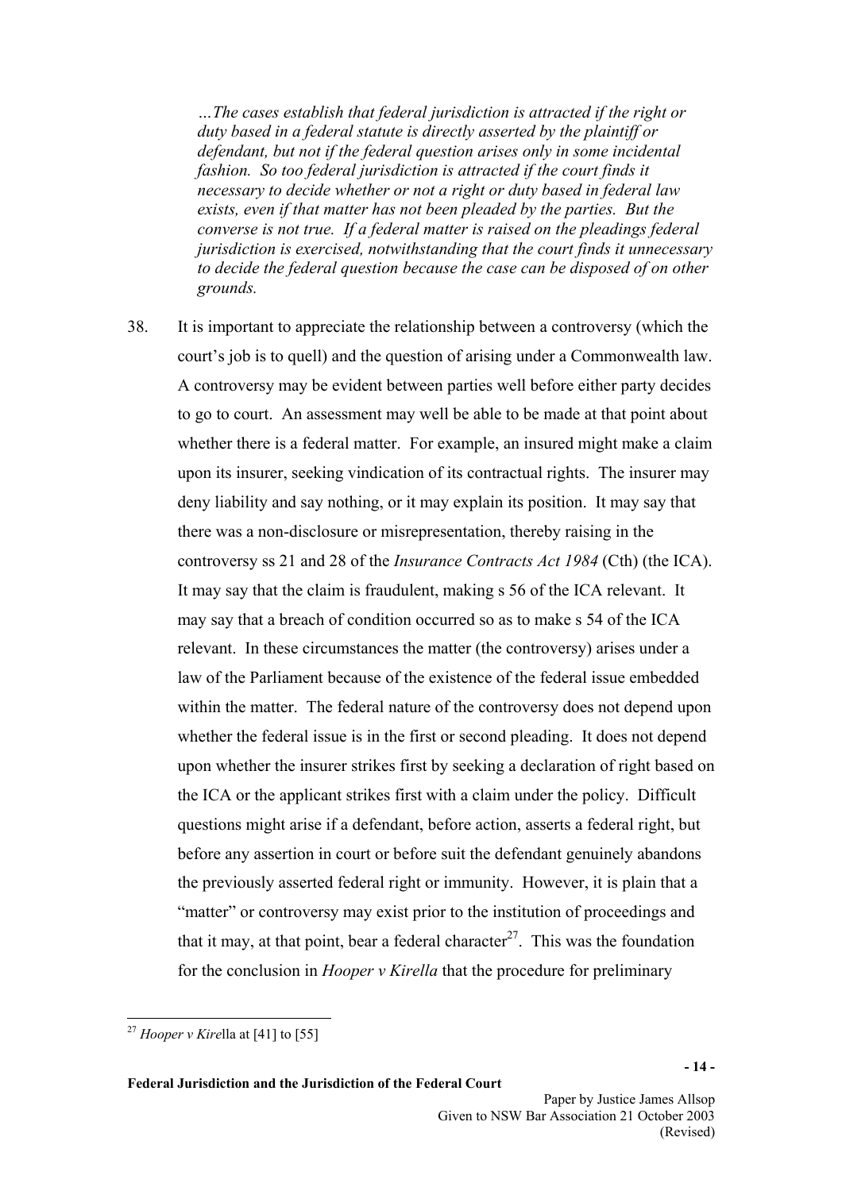> *…The cases establish that federal jurisdiction is attracted if the right or duty based in a federal statute is directly asserted by the plaintiff or defendant, but not if the federal question arises only in some incidental fashion. So too federal jurisdiction is attracted if the court finds it necessary to decide whether or not a right or duty based in federal law exists, even if that matter has not been pleaded by the parties. But the converse is not true. If a federal matter is raised on the pleadings federal jurisdiction is exercised, notwithstanding that the court finds it unnecessary to decide the federal question because the case can be disposed of on other grounds.*

38. It is important to appreciate the relationship between a controversy (which the court's job is to quell) and the question of arising under a Commonwealth law. A controversy may be evident between parties well before either party decides to go to court. An assessment may well be able to be made at that point about whether there is a federal matter. For example, an insured might make a claim upon its insurer, seeking vindication of its contractual rights. The insurer may deny liability and say nothing, or it may explain its position. It may say that there was a non-disclosure or misrepresentation, thereby raising in the controversy ss 21 and 28 of the *Insurance Contracts Act 1984* (Cth) (the ICA). It may say that the claim is fraudulent, making s 56 of the ICA relevant. It may say that a breach of condition occurred so as to make s 54 of the ICA relevant. In these circumstances the matter (the controversy) arises under a law of the Parliament because of the existence of the federal issue embedded within the matter. The federal nature of the controversy does not depend upon whether the federal issue is in the first or second pleading. It does not depend upon whether the insurer strikes first by seeking a declaration of right based on the ICA or the applicant strikes first with a claim under the policy. Difficult questions might arise if a defendant, before action, asserts a federal right, but before any assertion in court or before suit the defendant genuinely abandons the previously asserted federal right or immunity. However, it is plain that a "matter" or controversy may exist prior to the institution of proceedings and that it may, at that point, bear a federal character[27]. This was the foundation for the conclusion in *Hooper v Kirella* that the procedure for preliminary

---

[27] *Hooper v Kirella* at [41] to [55]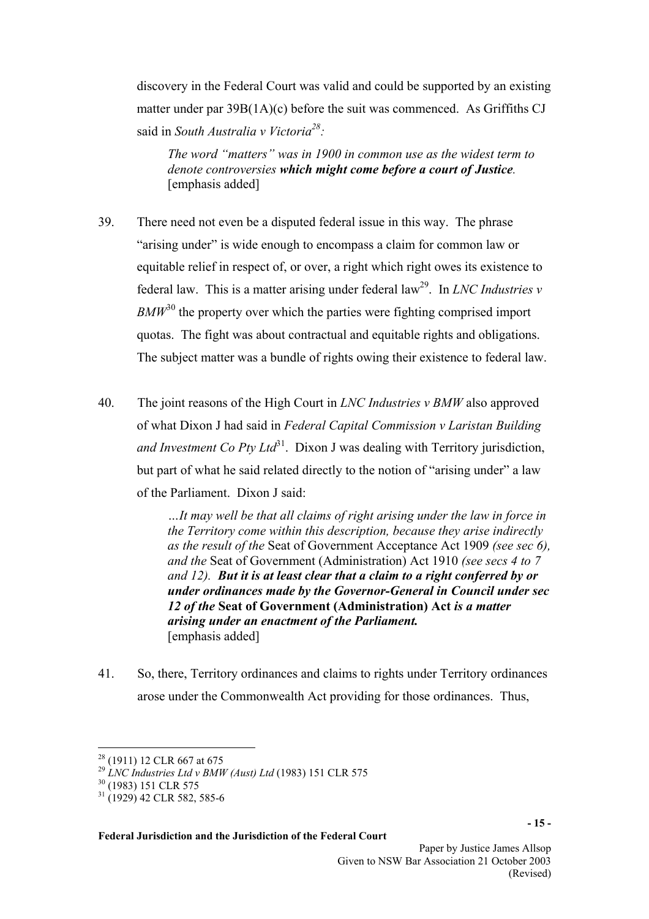discovery in the Federal Court was valid and could be supported by an existing matter under par 39B(1A)(c) before the suit was commenced. As Griffiths CJ said in *South Australia v Victoria*[28]:

> *The word "matters" was in 1900 in common use as the widest term to denote controversies* ***which might come before a court of Justice****.* [emphasis added]

39. There need not even be a disputed federal issue in this way. The phrase "arising under" is wide enough to encompass a claim for common law or equitable relief in respect of, or over, a right which right owes its existence to federal law. This is a matter arising under federal law[29]. In *LNC Industries v BMW*[30] the property over which the parties were fighting comprised import quotas. The fight was about contractual and equitable rights and obligations. The subject matter was a bundle of rights owing their existence to federal law.

40. The joint reasons of the High Court in *LNC Industries v BMW* also approved of what Dixon J had said in *Federal Capital Commission v Laristan Building and Investment Co Pty Ltd*[31]. Dixon J was dealing with Territory jurisdiction, but part of what he said related directly to the notion of "arising under" a law of the Parliament. Dixon J said:

> *…It may well be that all claims of right arising under the law in force in the Territory come within this description, because they arise indirectly as the result of the* Seat of Government Acceptance Act 1909 *(see sec 6), and the* Seat of Government (Administration) Act 1910 *(see secs 4 to 7 and 12).* ***But it is at least clear that a claim to a right conferred by or under ordinances made by the Governor-General in Council under sec 12 of the*** **Seat of Government (Administration) Act** ***is a matter arising under an enactment of the Parliament.*** [emphasis added]

41. So, there, Territory ordinances and claims to rights under Territory ordinances arose under the Commonwealth Act providing for those ordinances. Thus,

---

[28] (1911) 12 CLR 667 at 675

[29] *LNC Industries Ltd v BMW (Aust) Ltd* (1983) 151 CLR 575

[30] (1983) 151 CLR 575

[31] (1929) 42 CLR 582, 585-6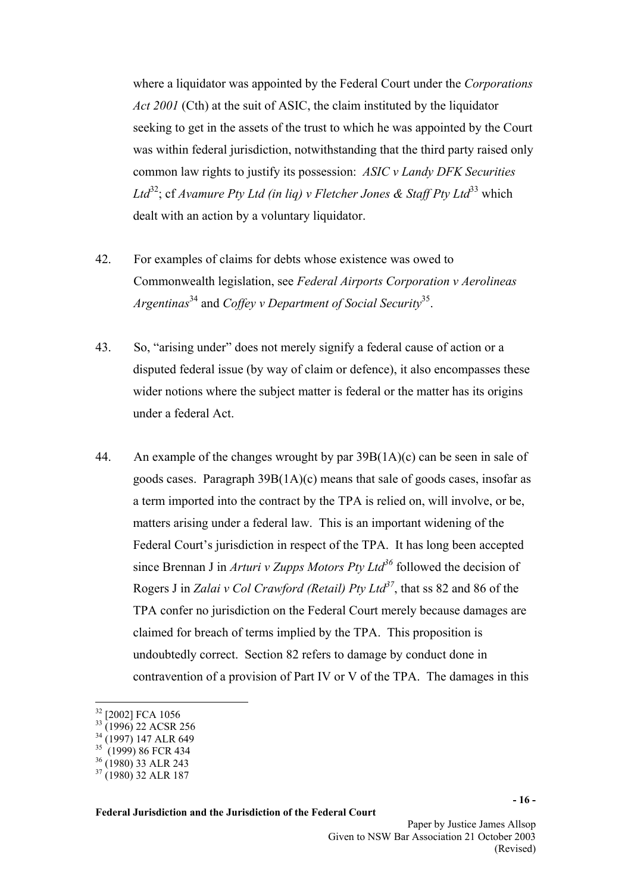where a liquidator was appointed by the Federal Court under the *Corporations Act 2001* (Cth) at the suit of ASIC, the claim instituted by the liquidator seeking to get in the assets of the trust to which he was appointed by the Court was within federal jurisdiction, notwithstanding that the third party raised only common law rights to justify its possession: *ASIC v Landy DFK Securities Ltd*[32]; cf *Avamure Pty Ltd (in liq) v Fletcher Jones & Staff Pty Ltd*[33] which dealt with an action by a voluntary liquidator.

42. For examples of claims for debts whose existence was owed to Commonwealth legislation, see *Federal Airports Corporation v Aerolineas Argentinas*[34] and *Coffey v Department of Social Security*[35].

43. So, "arising under" does not merely signify a federal cause of action or a disputed federal issue (by way of claim or defence), it also encompasses these wider notions where the subject matter is federal or the matter has its origins under a federal Act.

44. An example of the changes wrought by par 39B(1A)(c) can be seen in sale of goods cases. Paragraph 39B(1A)(c) means that sale of goods cases, insofar as a term imported into the contract by the TPA is relied on, will involve, or be, matters arising under a federal law. This is an important widening of the Federal Court's jurisdiction in respect of the TPA. It has long been accepted since Brennan J in *Arturi v Zupps Motors Pty Ltd*[36] followed the decision of Rogers J in *Zalai v Col Crawford (Retail) Pty Ltd*[37], that ss 82 and 86 of the TPA confer no jurisdiction on the Federal Court merely because damages are claimed for breach of terms implied by the TPA. This proposition is undoubtedly correct. Section 82 refers to damage by conduct done in contravention of a provision of Part IV or V of the TPA. The damages in this

[32] [2002] FCA 1056
[33] (1996) 22 ACSR 256
[34] (1997) 147 ALR 649
[35] (1999) 86 FCR 434
[36] (1980) 33 ALR 243
[37] (1980) 32 ALR 187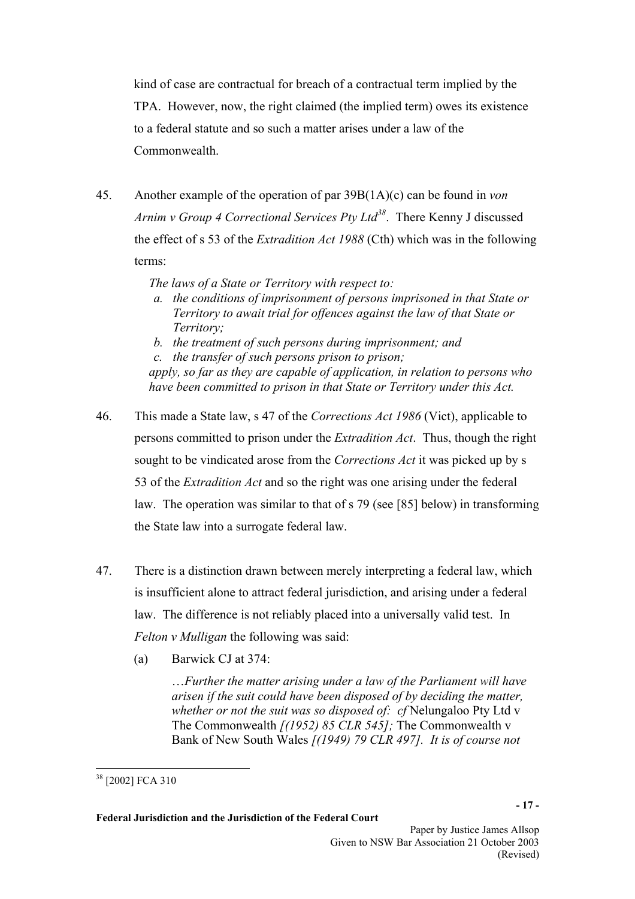kind of case are contractual for breach of a contractual term implied by the TPA. However, now, the right claimed (the implied term) owes its existence to a federal statute and so such a matter arises under a law of the Commonwealth.

45. Another example of the operation of par 39B(1A)(c) can be found in *von Arnim v Group 4 Correctional Services Pty Ltd*[38]. There Kenny J discussed the effect of s 53 of the *Extradition Act 1988* (Cth) which was in the following terms:

> *The laws of a State or Territory with respect to:*
> 
> *a. the conditions of imprisonment of persons imprisoned in that State or Territory to await trial for offences against the law of that State or Territory;*
> 
> *b. the treatment of such persons during imprisonment; and*
> 
> *c. the transfer of such persons prison to prison;*
> 
> *apply, so far as they are capable of application, in relation to persons who have been committed to prison in that State or Territory under this Act.*

46. This made a State law, s 47 of the *Corrections Act 1986* (Vict), applicable to persons committed to prison under the *Extradition Act*. Thus, though the right sought to be vindicated arose from the *Corrections Act* it was picked up by s 53 of the *Extradition Act* and so the right was one arising under the federal law. The operation was similar to that of s 79 (see [85] below) in transforming the State law into a surrogate federal law.

47. There is a distinction drawn between merely interpreting a federal law, which is insufficient alone to attract federal jurisdiction, and arising under a federal law. The difference is not reliably placed into a universally valid test. In *Felton v Mulligan* the following was said:

    (a) Barwick CJ at 374:

    > *…Further the matter arising under a law of the Parliament will have arisen if the suit could have been disposed of by deciding the matter, whether or not the suit was so disposed of: cf* Nelungaloo Pty Ltd v The Commonwealth *[(1952) 85 CLR 545];* The Commonwealth v Bank of New South Wales *[(1949) 79 CLR 497]. It is of course not*

---

[38] [2002] FCA 310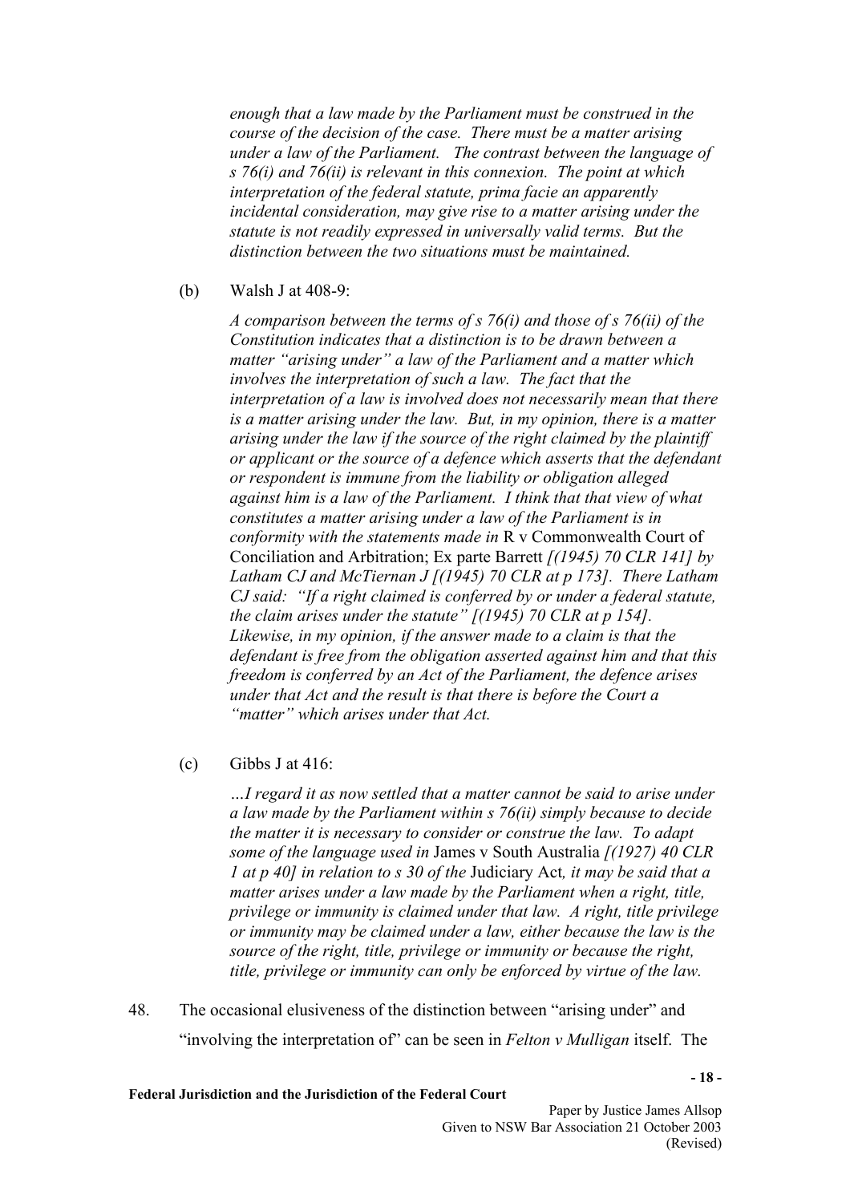*enough that a law made by the Parliament must be construed in the course of the decision of the case. There must be a matter arising under a law of the Parliament. The contrast between the language of s 76(i) and 76(ii) is relevant in this connexion. The point at which interpretation of the federal statute, prima facie an apparently incidental consideration, may give rise to a matter arising under the statute is not readily expressed in universally valid terms. But the distinction between the two situations must be maintained.*

(b) Walsh J at 408-9:

> *A comparison between the terms of s 76(i) and those of s 76(ii) of the Constitution indicates that a distinction is to be drawn between a matter "arising under" a law of the Parliament and a matter which involves the interpretation of such a law. The fact that the interpretation of a law is involved does not necessarily mean that there is a matter arising under the law. But, in my opinion, there is a matter arising under the law if the source of the right claimed by the plaintiff or applicant or the source of a defence which asserts that the defendant or respondent is immune from the liability or obligation alleged against him is a law of the Parliament. I think that that view of what constitutes a matter arising under a law of the Parliament is in conformity with the statements made in* R v Commonwealth Court of Conciliation and Arbitration; Ex parte Barrett *[(1945) 70 CLR 141] by Latham CJ and McTiernan J [(1945) 70 CLR at p 173]. There Latham CJ said: "If a right claimed is conferred by or under a federal statute, the claim arises under the statute" [(1945) 70 CLR at p 154]. Likewise, in my opinion, if the answer made to a claim is that the defendant is free from the obligation asserted against him and that this freedom is conferred by an Act of the Parliament, the defence arises under that Act and the result is that there is before the Court a "matter" which arises under that Act.*

(c) Gibbs J at 416:

> *…I regard it as now settled that a matter cannot be said to arise under a law made by the Parliament within s 76(ii) simply because to decide the matter it is necessary to consider or construe the law. To adapt some of the language used in* James v South Australia *[(1927) 40 CLR 1 at p 40] in relation to s 30 of the* Judiciary Act*, it may be said that a matter arises under a law made by the Parliament when a right, title, privilege or immunity is claimed under that law. A right, title privilege or immunity may be claimed under a law, either because the law is the source of the right, title, privilege or immunity or because the right, title, privilege or immunity can only be enforced by virtue of the law.*

48. The occasional elusiveness of the distinction between "arising under" and "involving the interpretation of" can be seen in *Felton v Mulligan* itself. The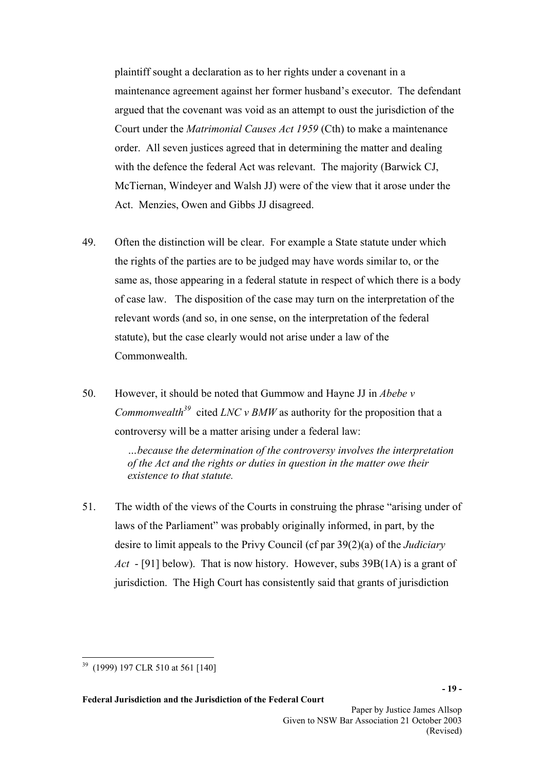plaintiff sought a declaration as to her rights under a covenant in a maintenance agreement against her former husband's executor. The defendant argued that the covenant was void as an attempt to oust the jurisdiction of the Court under the *Matrimonial Causes Act 1959* (Cth) to make a maintenance order. All seven justices agreed that in determining the matter and dealing with the defence the federal Act was relevant. The majority (Barwick CJ, McTiernan, Windeyer and Walsh JJ) were of the view that it arose under the Act. Menzies, Owen and Gibbs JJ disagreed.

49. Often the distinction will be clear. For example a State statute under which the rights of the parties are to be judged may have words similar to, or the same as, those appearing in a federal statute in respect of which there is a body of case law. The disposition of the case may turn on the interpretation of the relevant words (and so, in one sense, on the interpretation of the federal statute), but the case clearly would not arise under a law of the Commonwealth.

50. However, it should be noted that Gummow and Hayne JJ in *Abebe v Commonwealth*[39] cited *LNC v BMW* as authority for the proposition that a controversy will be a matter arising under a federal law:

> *…because the determination of the controversy involves the interpretation of the Act and the rights or duties in question in the matter owe their existence to that statute.*

51. The width of the views of the Courts in construing the phrase "arising under of laws of the Parliament" was probably originally informed, in part, by the desire to limit appeals to the Privy Council (cf par 39(2)(a) of the *Judiciary Act* - [91] below). That is now history. However, subs 39B(1A) is a grant of jurisdiction. The High Court has consistently said that grants of jurisdiction

---

[39] (1999) 197 CLR 510 at 561 [140]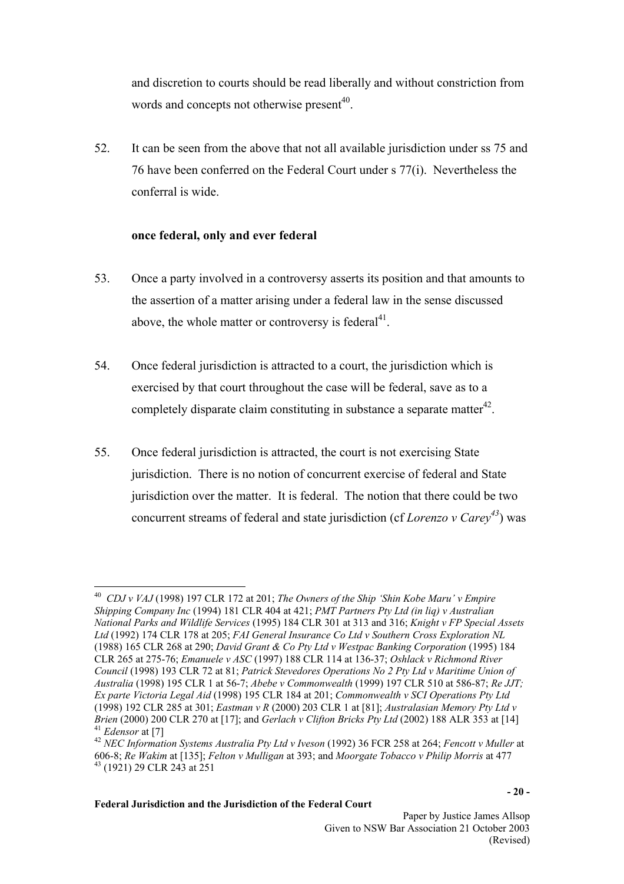and discretion to courts should be read liberally and without constriction from words and concepts not otherwise present[40].

52. It can be seen from the above that not all available jurisdiction under ss 75 and 76 have been conferred on the Federal Court under s 77(i). Nevertheless the conferral is wide.

**once federal, only and ever federal**

53. Once a party involved in a controversy asserts its position and that amounts to the assertion of a matter arising under a federal law in the sense discussed above, the whole matter or controversy is federal[41].

54. Once federal jurisdiction is attracted to a court, the jurisdiction which is exercised by that court throughout the case will be federal, save as to a completely disparate claim constituting in substance a separate matter[42].

55. Once federal jurisdiction is attracted, the court is not exercising State jurisdiction. There is no notion of concurrent exercise of federal and State jurisdiction over the matter. It is federal. The notion that there could be two concurrent streams of federal and state jurisdiction (cf *Lorenzo v Carey*[43]) was

---

[40] *CDJ v VAJ* (1998) 197 CLR 172 at 201; *The Owners of the Ship 'Shin Kobe Maru' v Empire Shipping Company Inc* (1994) 181 CLR 404 at 421; *PMT Partners Pty Ltd (in liq) v Australian National Parks and Wildlife Services* (1995) 184 CLR 301 at 313 and 316; *Knight v FP Special Assets Ltd* (1992) 174 CLR 178 at 205; *FAI General Insurance Co Ltd v Southern Cross Exploration NL* (1988) 165 CLR 268 at 290; *David Grant & Co Pty Ltd v Westpac Banking Corporation* (1995) 184 CLR 265 at 275-76; *Emanuele v ASC* (1997) 188 CLR 114 at 136-37; *Oshlack v Richmond River Council* (1998) 193 CLR 72 at 81; *Patrick Stevedores Operations No 2 Pty Ltd v Maritime Union of Australia* (1998) 195 CLR 1 at 56-7; *Abebe v Commonwealth* (1999) 197 CLR 510 at 586-87; *Re JJT; Ex parte Victoria Legal Aid* (1998) 195 CLR 184 at 201; *Commonwealth v SCI Operations Pty Ltd* (1998) 192 CLR 285 at 301; *Eastman v R* (2000) 203 CLR 1 at [81]; *Australasian Memory Pty Ltd v Brien* (2000) 200 CLR 270 at [17]; and *Gerlach v Clifton Bricks Pty Ltd* (2002) 188 ALR 353 at [14]

[41] *Edensor* at [7]

[42] *NEC Information Systems Australia Pty Ltd v Iveson* (1992) 36 FCR 258 at 264; *Fencott v Muller* at 606-8; *Re Wakim* at [135]; *Felton v Mulligan* at 393; and *Moorgate Tobacco v Philip Morris* at 477

[43] (1921) 29 CLR 243 at 251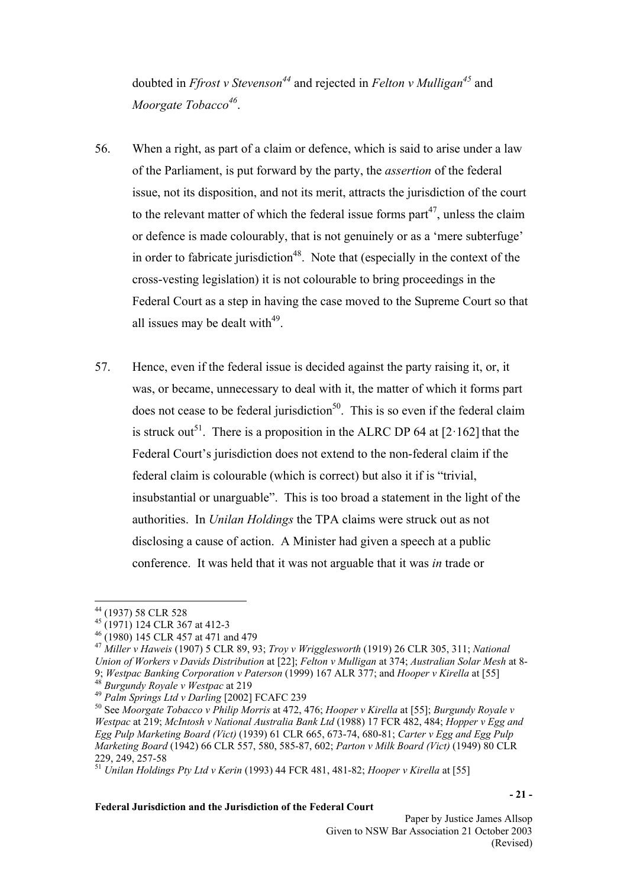doubted in *Ffrost v Stevenson*[44] and rejected in *Felton v Mulligan*[45] and *Moorgate Tobacco*[46].

56. When a right, as part of a claim or defence, which is said to arise under a law of the Parliament, is put forward by the party, the *assertion* of the federal issue, not its disposition, and not its merit, attracts the jurisdiction of the court to the relevant matter of which the federal issue forms part[47], unless the claim or defence is made colourably, that is not genuinely or as a 'mere subterfuge' in order to fabricate jurisdiction[48]. Note that (especially in the context of the cross-vesting legislation) it is not colourable to bring proceedings in the Federal Court as a step in having the case moved to the Supreme Court so that all issues may be dealt with[49].

57. Hence, even if the federal issue is decided against the party raising it, or, it was, or became, unnecessary to deal with it, the matter of which it forms part does not cease to be federal jurisdiction[50]. This is so even if the federal claim is struck out[51]. There is a proposition in the ALRC DP 64 at [2·162] that the Federal Court's jurisdiction does not extend to the non-federal claim if the federal claim is colourable (which is correct) but also it if is "trivial, insubstantial or unarguable". This is too broad a statement in the light of the authorities. In *Unilan Holdings* the TPA claims were struck out as not disclosing a cause of action. A Minister had given a speech at a public conference. It was held that it was not arguable that it was *in* trade or

---

[44] (1937) 58 CLR 528

[45] (1971) 124 CLR 367 at 412-3

[46] (1980) 145 CLR 457 at 471 and 479

[47] *Miller v Haweis* (1907) 5 CLR 89, 93; *Troy v Wrigglesworth* (1919) 26 CLR 305, 311; *National Union of Workers v Davids Distribution* at [22]; *Felton v Mulligan* at 374; *Australian Solar Mesh* at 8-9; *Westpac Banking Corporation v Paterson* (1999) 167 ALR 377; and *Hooper v Kirella* at [55]

[48] *Burgundy Royale v Westpac* at 219

[49] *Palm Springs Ltd v Darling* [2002] FCAFC 239

[50] See *Moorgate Tobacco v Philip Morris* at 472, 476; *Hooper v Kirella* at [55]; *Burgundy Royale v Westpac* at 219; *McIntosh v National Australia Bank Ltd* (1988) 17 FCR 482, 484; *Hopper v Egg and Egg Pulp Marketing Board (Vict)* (1939) 61 CLR 665, 673-74, 680-81; *Carter v Egg and Egg Pulp Marketing Board* (1942) 66 CLR 557, 580, 585-87, 602; *Parton v Milk Board (Vict)* (1949) 80 CLR 229, 249, 257-58

[51] *Unilan Holdings Pty Ltd v Kerin* (1993) 44 FCR 481, 481-82; *Hooper v Kirella* at [55]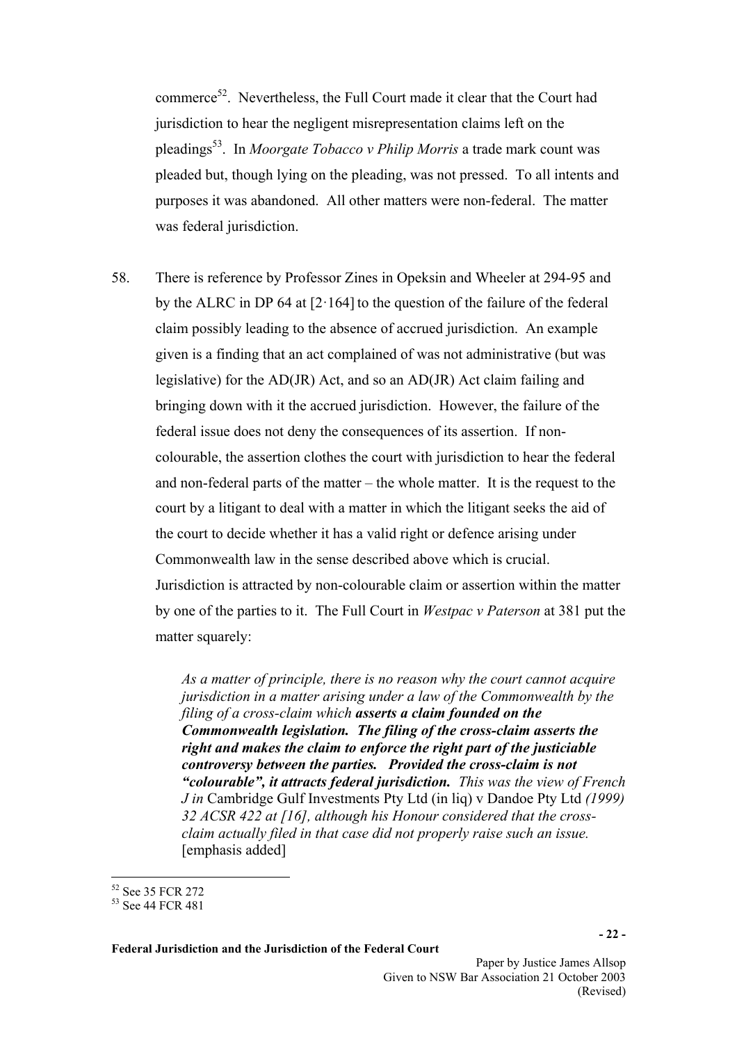commerce[52]. Nevertheless, the Full Court made it clear that the Court had jurisdiction to hear the negligent misrepresentation claims left on the pleadings[53]. In *Moorgate Tobacco v Philip Morris* a trade mark count was pleaded but, though lying on the pleading, was not pressed. To all intents and purposes it was abandoned. All other matters were non-federal. The matter was federal jurisdiction.

58. There is reference by Professor Zines in Opeksin and Wheeler at 294-95 and by the ALRC in DP 64 at [2·164] to the question of the failure of the federal claim possibly leading to the absence of accrued jurisdiction. An example given is a finding that an act complained of was not administrative (but was legislative) for the AD(JR) Act, and so an AD(JR) Act claim failing and bringing down with it the accrued jurisdiction. However, the failure of the federal issue does not deny the consequences of its assertion. If non-colourable, the assertion clothes the court with jurisdiction to hear the federal and non-federal parts of the matter – the whole matter. It is the request to the court by a litigant to deal with a matter in which the litigant seeks the aid of the court to decide whether it has a valid right or defence arising under Commonwealth law in the sense described above which is crucial. Jurisdiction is attracted by non-colourable claim or assertion within the matter by one of the parties to it. The Full Court in *Westpac v Paterson* at 381 put the matter squarely:

> *As a matter of principle, there is no reason why the court cannot acquire jurisdiction in a matter arising under a law of the Commonwealth by the filing of a cross-claim which* ***asserts a claim founded on the Commonwealth legislation. The filing of the cross-claim asserts the right and makes the claim to enforce the right part of the justiciable controversy between the parties. Provided the cross-claim is not "colourable", it attracts federal jurisdiction.*** *This was the view of French J in* Cambridge Gulf Investments Pty Ltd (in liq) v Dandoe Pty Ltd *(1999) 32 ACSR 422 at [16], although his Honour considered that the cross-claim actually filed in that case did not properly raise such an issue.* [emphasis added]

---

[52] See 35 FCR 272

[53] See 44 FCR 481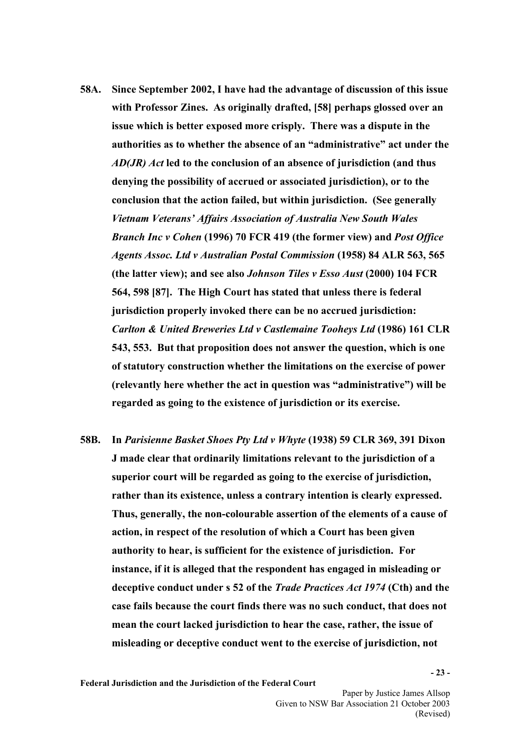**58A. Since September 2002, I have had the advantage of discussion of this issue with Professor Zines. As originally drafted, [58] perhaps glossed over an issue which is better exposed more crisply. There was a dispute in the authorities as to whether the absence of an "administrative" act under the *AD(JR) Act* led to the conclusion of an absence of jurisdiction (and thus denying the possibility of accrued or associated jurisdiction), or to the conclusion that the action failed, but within jurisdiction. (See generally *Vietnam Veterans' Affairs Association of Australia New South Wales Branch Inc v Cohen* (1996) 70 FCR 419 (the former view) and *Post Office Agents Assoc. Ltd v Australian Postal Commission* (1958) 84 ALR 563, 565 (the latter view); and see also *Johnson Tiles v Esso Aust* (2000) 104 FCR 564, 598 [87]. The High Court has stated that unless there is federal jurisdiction properly invoked there can be no accrued jurisdiction: *Carlton & United Breweries Ltd v Castlemaine Tooheys Ltd* (1986) 161 CLR 543, 553. But that proposition does not answer the question, which is one of statutory construction whether the limitations on the exercise of power (relevantly here whether the act in question was "administrative") will be regarded as going to the existence of jurisdiction or its exercise.**

**58B. In *Parisienne Basket Shoes Pty Ltd v Whyte* (1938) 59 CLR 369, 391 Dixon J made clear that ordinarily limitations relevant to the jurisdiction of a superior court will be regarded as going to the exercise of jurisdiction, rather than its existence, unless a contrary intention is clearly expressed. Thus, generally, the non-colourable assertion of the elements of a cause of action, in respect of the resolution of which a Court has been given authority to hear, is sufficient for the existence of jurisdiction. For instance, if it is alleged that the respondent has engaged in misleading or deceptive conduct under s 52 of the *Trade Practices Act 1974* (Cth) and the case fails because the court finds there was no such conduct, that does not mean the court lacked jurisdiction to hear the case, rather, the issue of misleading or deceptive conduct went to the exercise of jurisdiction, not**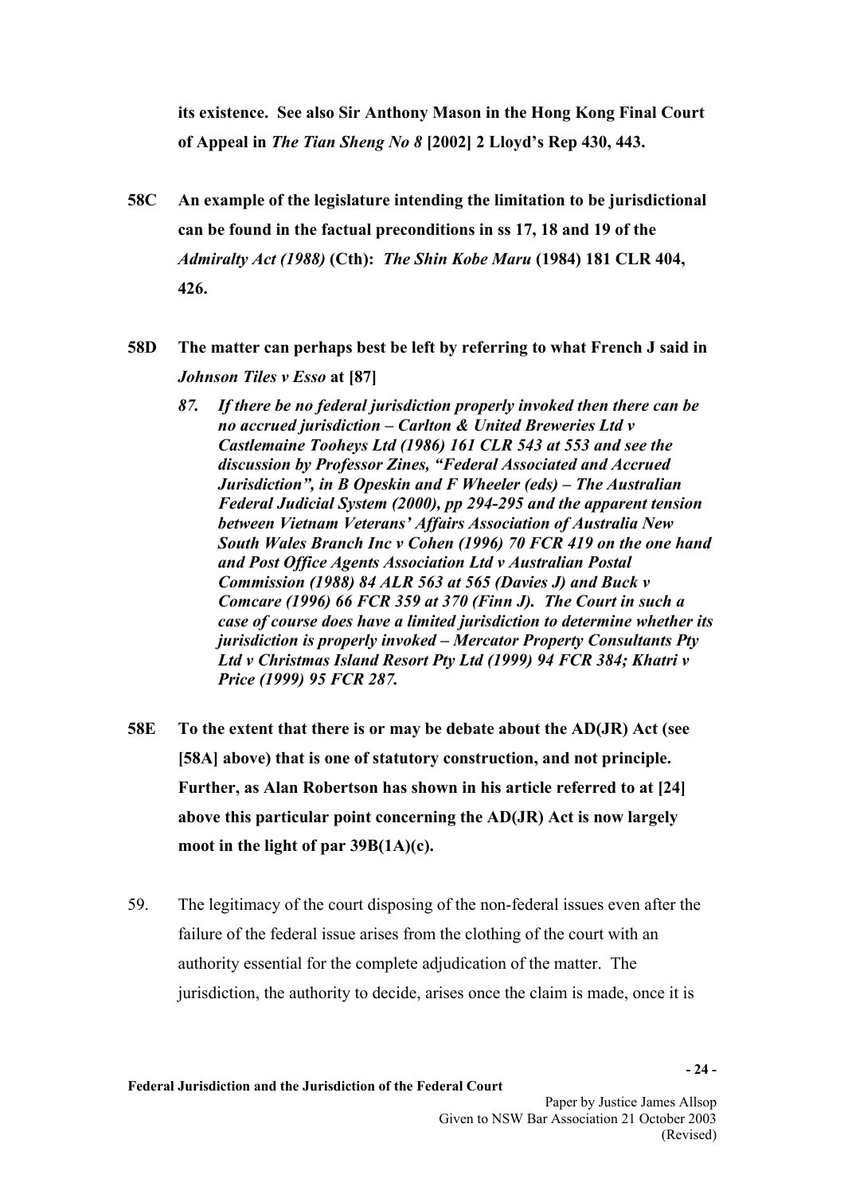**its existence. See also Sir Anthony Mason in the Hong Kong Final Court of Appeal in *The Tian Sheng No 8* [2002] 2 Lloyd's Rep 430, 443.**

**58C An example of the legislature intending the limitation to be jurisdictional can be found in the factual preconditions in ss 17, 18 and 19 of the *Admiralty Act (1988)* (Cth): *The Shin Kobe Maru* (1984) 181 CLR 404, 426.**

**58D The matter can perhaps best be left by referring to what French J said in *Johnson Tiles v Esso* at [87]**

> ***87. If there be no federal jurisdiction properly invoked then there can be no accrued jurisdiction – Carlton & United Breweries Ltd v Castlemaine Tooheys Ltd (1986) 161 CLR 543 at 553 and see the discussion by Professor Zines, "Federal Associated and Accrued Jurisdiction", in B Opeskin and F Wheeler (eds) – The Australian Federal Judicial System (2000), pp 294-295 and the apparent tension between Vietnam Veterans' Affairs Association of Australia New South Wales Branch Inc v Cohen (1996) 70 FCR 419 on the one hand and Post Office Agents Association Ltd v Australian Postal Commission (1988) 84 ALR 563 at 565 (Davies J) and Buck v Comcare (1996) 66 FCR 359 at 370 (Finn J). The Court in such a case of course does have a limited jurisdiction to determine whether its jurisdiction is properly invoked – Mercator Property Consultants Pty Ltd v Christmas Island Resort Pty Ltd (1999) 94 FCR 384; Khatri v Price (1999) 95 FCR 287.***

**58E To the extent that there is or may be debate about the AD(JR) Act (see [58A] above) that is one of statutory construction, and not principle. Further, as Alan Robertson has shown in his article referred to at [24] above this particular point concerning the AD(JR) Act is now largely moot in the light of par 39B(1A)(c).**

59. The legitimacy of the court disposing of the non-federal issues even after the failure of the federal issue arises from the clothing of the court with an authority essential for the complete adjudication of the matter. The jurisdiction, the authority to decide, arises once the claim is made, once it is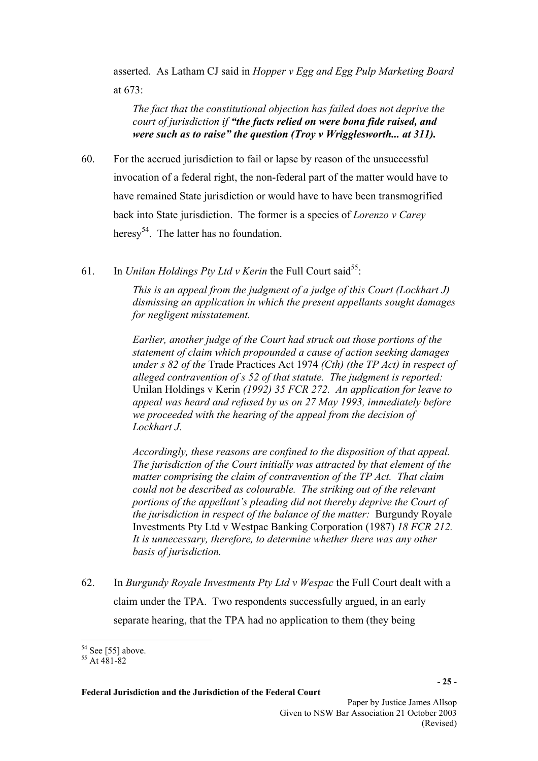asserted. As Latham CJ said in *Hopper v Egg and Egg Pulp Marketing Board* at 673:

> *The fact that the constitutional objection has failed does not deprive the court of jurisdiction if* ***"the facts relied on were bona fide raised, and were such as to raise" the question (Troy v Wrigglesworth... at 311).***

60. For the accrued jurisdiction to fail or lapse by reason of the unsuccessful invocation of a federal right, the non-federal part of the matter would have to have remained State jurisdiction or would have to have been transmogrified back into State jurisdiction. The former is a species of *Lorenzo v Carey* heresy[54]. The latter has no foundation.

61. In *Unilan Holdings Pty Ltd v Kerin* the Full Court said[55]:

> *This is an appeal from the judgment of a judge of this Court (Lockhart J) dismissing an application in which the present appellants sought damages for negligent misstatement.*
>
> *Earlier, another judge of the Court had struck out those portions of the statement of claim which propounded a cause of action seeking damages under s 82 of the* Trade Practices Act 1974 *(Cth) (the TP Act) in respect of alleged contravention of s 52 of that statute. The judgment is reported:* Unilan Holdings v Kerin *(1992) 35 FCR 272. An application for leave to appeal was heard and refused by us on 27 May 1993, immediately before we proceeded with the hearing of the appeal from the decision of Lockhart J.*
>
> *Accordingly, these reasons are confined to the disposition of that appeal. The jurisdiction of the Court initially was attracted by that element of the matter comprising the claim of contravention of the TP Act. That claim could not be described as colourable. The striking out of the relevant portions of the appellant's pleading did not thereby deprive the Court of the jurisdiction in respect of the balance of the matter:* Burgundy Royale Investments Pty Ltd v Westpac Banking Corporation (1987) *18 FCR 212. It is unnecessary, therefore, to determine whether there was any other basis of jurisdiction.*

62. In *Burgundy Royale Investments Pty Ltd v Wespac* the Full Court dealt with a claim under the TPA. Two respondents successfully argued, in an early separate hearing, that the TPA had no application to them (they being

---

[54] See [55] above.

[55] At 481-82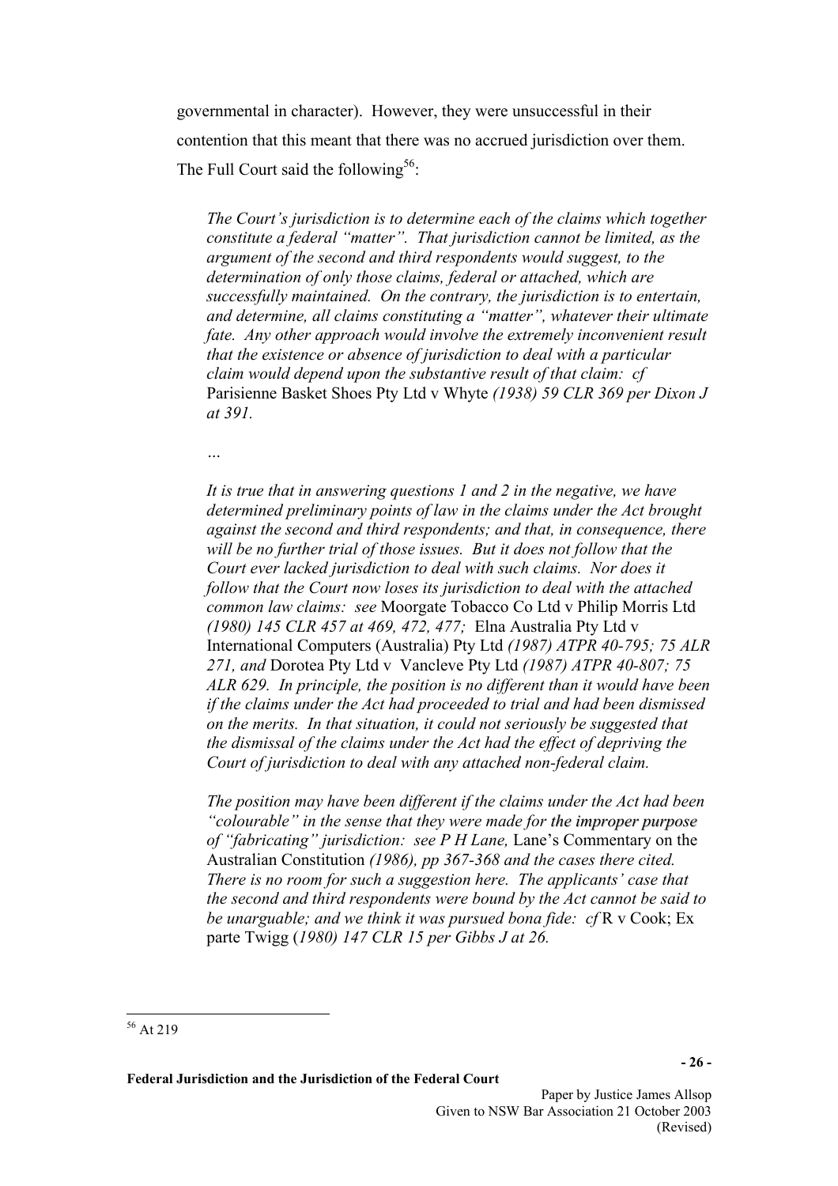governmental in character). However, they were unsuccessful in their contention that this meant that there was no accrued jurisdiction over them. The Full Court said the following[56]:

> *The Court's jurisdiction is to determine each of the claims which together constitute a federal "matter". That jurisdiction cannot be limited, as the argument of the second and third respondents would suggest, to the determination of only those claims, federal or attached, which are successfully maintained. On the contrary, the jurisdiction is to entertain, and determine, all claims constituting a "matter", whatever their ultimate fate. Any other approach would involve the extremely inconvenient result that the existence or absence of jurisdiction to deal with a particular claim would depend upon the substantive result of that claim: cf* Parisienne Basket Shoes Pty Ltd v Whyte *(1938) 59 CLR 369 per Dixon J at 391.*
>
> *…*
>
> *It is true that in answering questions 1 and 2 in the negative, we have determined preliminary points of law in the claims under the Act brought against the second and third respondents; and that, in consequence, there will be no further trial of those issues. But it does not follow that the Court ever lacked jurisdiction to deal with such claims. Nor does it follow that the Court now loses its jurisdiction to deal with the attached common law claims: see* Moorgate Tobacco Co Ltd v Philip Morris Ltd *(1980) 145 CLR 457 at 469, 472, 477;* Elna Australia Pty Ltd v International Computers (Australia) Pty Ltd *(1987) ATPR 40-795; 75 ALR 271, and* Dorotea Pty Ltd v Vancleve Pty Ltd *(1987) ATPR 40-807; 75 ALR 629. In principle, the position is no different than it would have been if the claims under the Act had proceeded to trial and had been dismissed on the merits. In that situation, it could not seriously be suggested that the dismissal of the claims under the Act had the effect of depriving the Court of jurisdiction to deal with any attached non-federal claim.*
>
> *The position may have been different if the claims under the Act had been "colourable" in the sense that they were made for the improper purpose of "fabricating" jurisdiction: see P H Lane,* Lane's Commentary on the Australian Constitution *(1986), pp 367-368 and the cases there cited. There is no room for such a suggestion here. The applicants' case that the second and third respondents were bound by the Act cannot be said to be unarguable; and we think it was pursued bona fide: cf* R v Cook; Ex parte Twigg *(1980) 147 CLR 15 per Gibbs J at 26.*

---

[56] At 219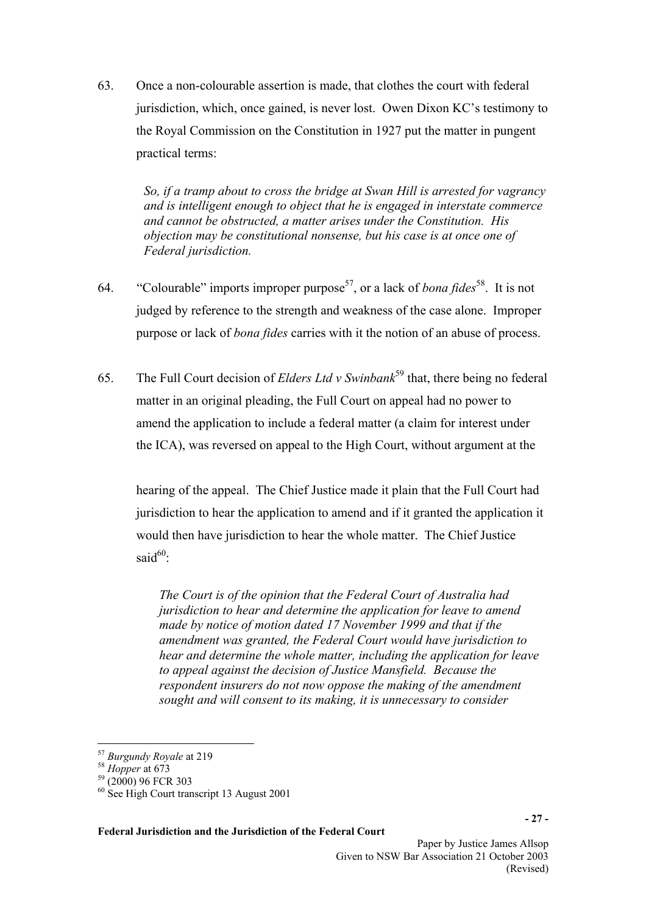63. Once a non-colourable assertion is made, that clothes the court with federal jurisdiction, which, once gained, is never lost. Owen Dixon KC's testimony to the Royal Commission on the Constitution in 1927 put the matter in pungent practical terms:

> *So, if a tramp about to cross the bridge at Swan Hill is arrested for vagrancy and is intelligent enough to object that he is engaged in interstate commerce and cannot be obstructed, a matter arises under the Constitution. His objection may be constitutional nonsense, but his case is at once one of Federal jurisdiction.*

64. "Colourable" imports improper purpose[57], or a lack of *bona fides*[58]. It is not judged by reference to the strength and weakness of the case alone. Improper purpose or lack of *bona fides* carries with it the notion of an abuse of process.

65. The Full Court decision of *Elders Ltd v Swinbank*[59] that, there being no federal matter in an original pleading, the Full Court on appeal had no power to amend the application to include a federal matter (a claim for interest under the ICA), was reversed on appeal to the High Court, without argument at the hearing of the appeal. The Chief Justice made it plain that the Full Court had jurisdiction to hear the application to amend and if it granted the application it would then have jurisdiction to hear the whole matter. The Chief Justice said[60]:

> *The Court is of the opinion that the Federal Court of Australia had jurisdiction to hear and determine the application for leave to amend made by notice of motion dated 17 November 1999 and that if the amendment was granted, the Federal Court would have jurisdiction to hear and determine the whole matter, including the application for leave to appeal against the decision of Justice Mansfield. Because the respondent insurers do not now oppose the making of the amendment sought and will consent to its making, it is unnecessary to consider*

---

[57] *Burgundy Royale* at 219

[58] *Hopper* at 673

[59] (2000) 96 FCR 303

[60] See High Court transcript 13 August 2001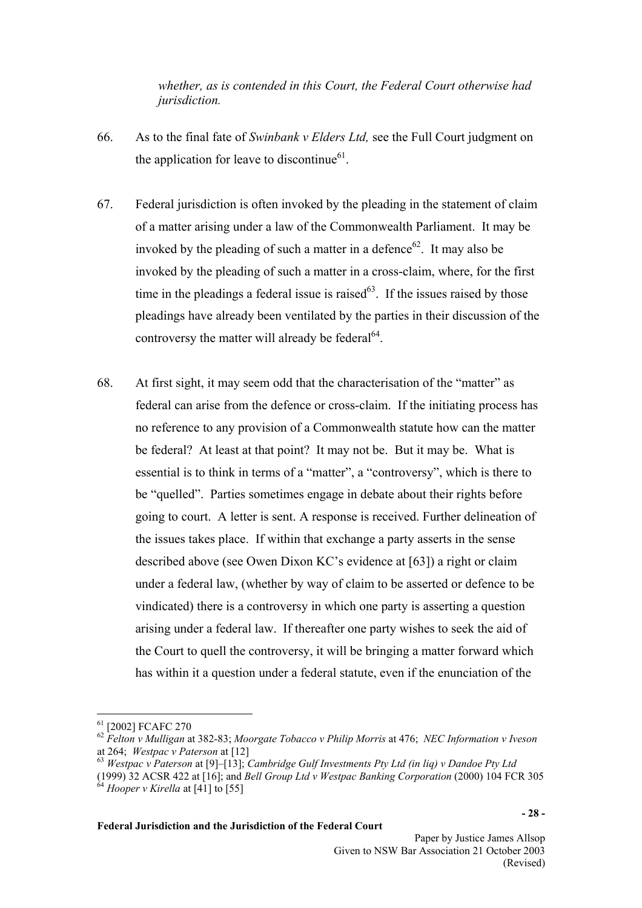*whether, as is contended in this Court, the Federal Court otherwise had jurisdiction.*

66. As to the final fate of *Swinbank v Elders Ltd,* see the Full Court judgment on the application for leave to discontinue[61].

67. Federal jurisdiction is often invoked by the pleading in the statement of claim of a matter arising under a law of the Commonwealth Parliament. It may be invoked by the pleading of such a matter in a defence[62]. It may also be invoked by the pleading of such a matter in a cross-claim, where, for the first time in the pleadings a federal issue is raised[63]. If the issues raised by those pleadings have already been ventilated by the parties in their discussion of the controversy the matter will already be federal[64].

68. At first sight, it may seem odd that the characterisation of the "matter" as federal can arise from the defence or cross-claim. If the initiating process has no reference to any provision of a Commonwealth statute how can the matter be federal? At least at that point? It may not be. But it may be. What is essential is to think in terms of a "matter", a "controversy", which is there to be "quelled". Parties sometimes engage in debate about their rights before going to court. A letter is sent. A response is received. Further delineation of the issues takes place. If within that exchange a party asserts in the sense described above (see Owen Dixon KC's evidence at [63]) a right or claim under a federal law, (whether by way of claim to be asserted or defence to be vindicated) there is a controversy in which one party is asserting a question arising under a federal law. If thereafter one party wishes to seek the aid of the Court to quell the controversy, it will be bringing a matter forward which has within it a question under a federal statute, even if the enunciation of the

---

[61] [2002] FCAFC 270

[62] *Felton v Mulligan* at 382-83; *Moorgate Tobacco v Philip Morris* at 476; *NEC Information v Iveson* at 264; *Westpac v Paterson* at [12]

[63] *Westpac v Paterson* at [9]–[13]; *Cambridge Gulf Investments Pty Ltd (in liq) v Dandoe Pty Ltd* (1999) 32 ACSR 422 at [16]; and *Bell Group Ltd v Westpac Banking Corporation* (2000) 104 FCR 305

[64] *Hooper v Kirella* at [41] to [55]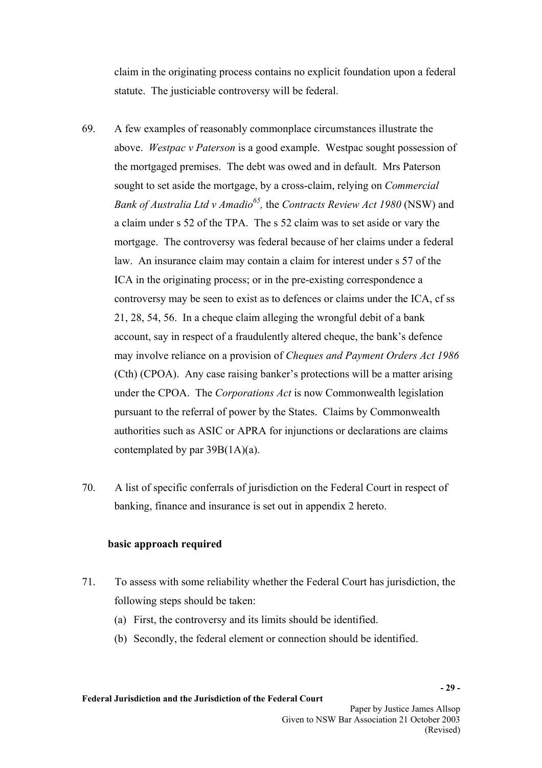claim in the originating process contains no explicit foundation upon a federal statute. The justiciable controversy will be federal.

69. A few examples of reasonably commonplace circumstances illustrate the above. *Westpac v Paterson* is a good example. Westpac sought possession of the mortgaged premises. The debt was owed and in default. Mrs Paterson sought to set aside the mortgage, by a cross-claim, relying on *Commercial Bank of Australia Ltd v Amadio*[65], the *Contracts Review Act 1980* (NSW) and a claim under s 52 of the TPA. The s 52 claim was to set aside or vary the mortgage. The controversy was federal because of her claims under a federal law. An insurance claim may contain a claim for interest under s 57 of the ICA in the originating process; or in the pre-existing correspondence a controversy may be seen to exist as to defences or claims under the ICA, cf ss 21, 28, 54, 56. In a cheque claim alleging the wrongful debit of a bank account, say in respect of a fraudulently altered cheque, the bank's defence may involve reliance on a provision of *Cheques and Payment Orders Act 1986* (Cth) (CPOA). Any case raising banker's protections will be a matter arising under the CPOA. The *Corporations Act* is now Commonwealth legislation pursuant to the referral of power by the States. Claims by Commonwealth authorities such as ASIC or APRA for injunctions or declarations are claims contemplated by par 39B(1A)(a).

70. A list of specific conferrals of jurisdiction on the Federal Court in respect of banking, finance and insurance is set out in appendix 2 hereto.

**basic approach required**

71. To assess with some reliability whether the Federal Court has jurisdiction, the following steps should be taken:

    (a) First, the controversy and its limits should be identified.

    (b) Secondly, the federal element or connection should be identified.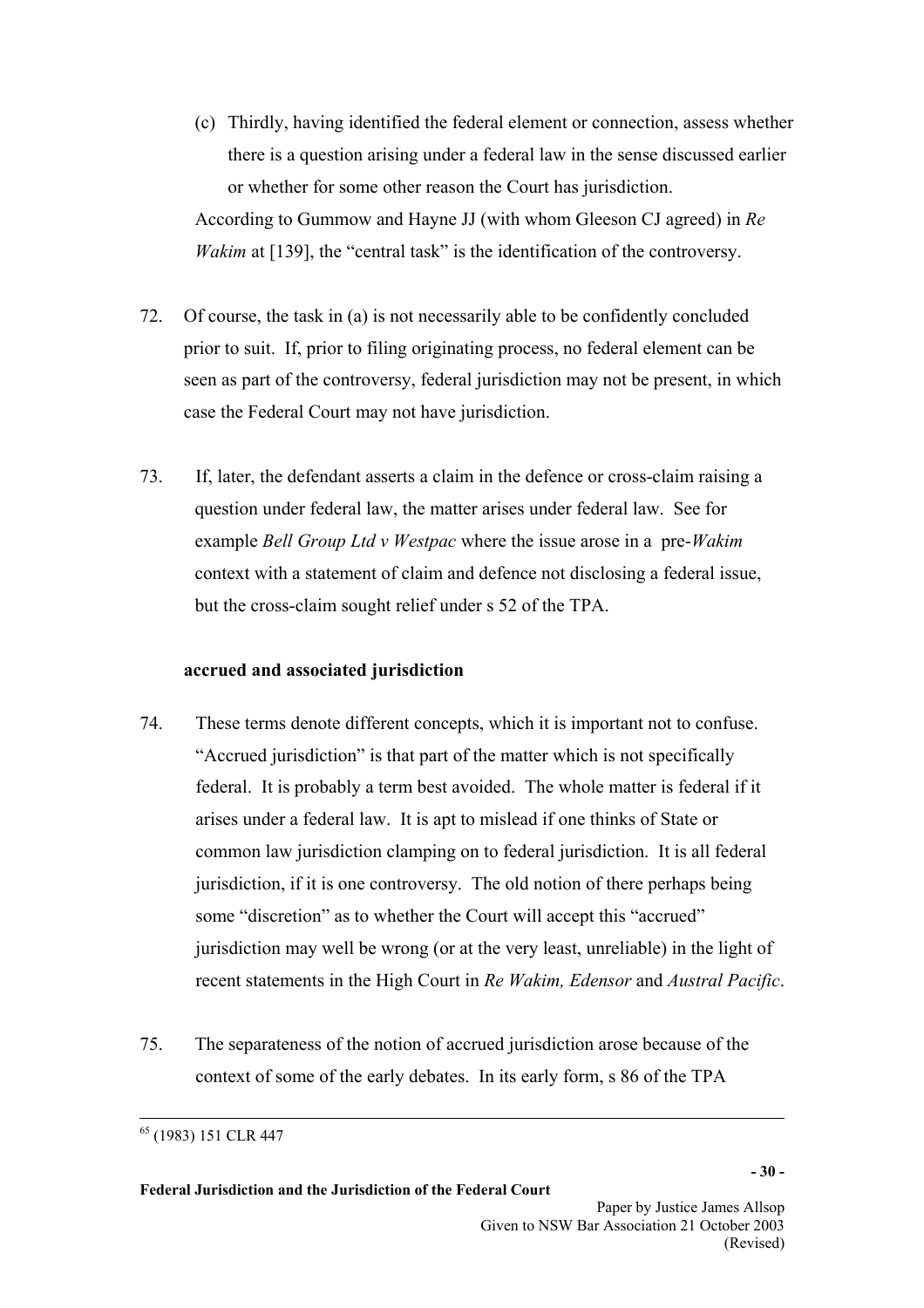(c) Thirdly, having identified the federal element or connection, assess whether there is a question arising under a federal law in the sense discussed earlier or whether for some other reason the Court has jurisdiction.

According to Gummow and Hayne JJ (with whom Gleeson CJ agreed) in *Re Wakim* at [139], the "central task" is the identification of the controversy.

72. Of course, the task in (a) is not necessarily able to be confidently concluded prior to suit. If, prior to filing originating process, no federal element can be seen as part of the controversy, federal jurisdiction may not be present, in which case the Federal Court may not have jurisdiction.

73. If, later, the defendant asserts a claim in the defence or cross-claim raising a question under federal law, the matter arises under federal law. See for example *Bell Group Ltd v Westpac* where the issue arose in a pre-*Wakim* context with a statement of claim and defence not disclosing a federal issue, but the cross-claim sought relief under s 52 of the TPA.

**accrued and associated jurisdiction**

74. These terms denote different concepts, which it is important not to confuse. "Accrued jurisdiction" is that part of the matter which is not specifically federal. It is probably a term best avoided. The whole matter is federal if it arises under a federal law. It is apt to mislead if one thinks of State or common law jurisdiction clamping on to federal jurisdiction. It is all federal jurisdiction, if it is one controversy. The old notion of there perhaps being some "discretion" as to whether the Court will accept this "accrued" jurisdiction may well be wrong (or at the very least, unreliable) in the light of recent statements in the High Court in *Re Wakim, Edensor* and *Austral Pacific*.

75. The separateness of the notion of accrued jurisdiction arose because of the context of some of the early debates. In its early form, s 86 of the TPA

---

[65] (1983) 151 CLR 447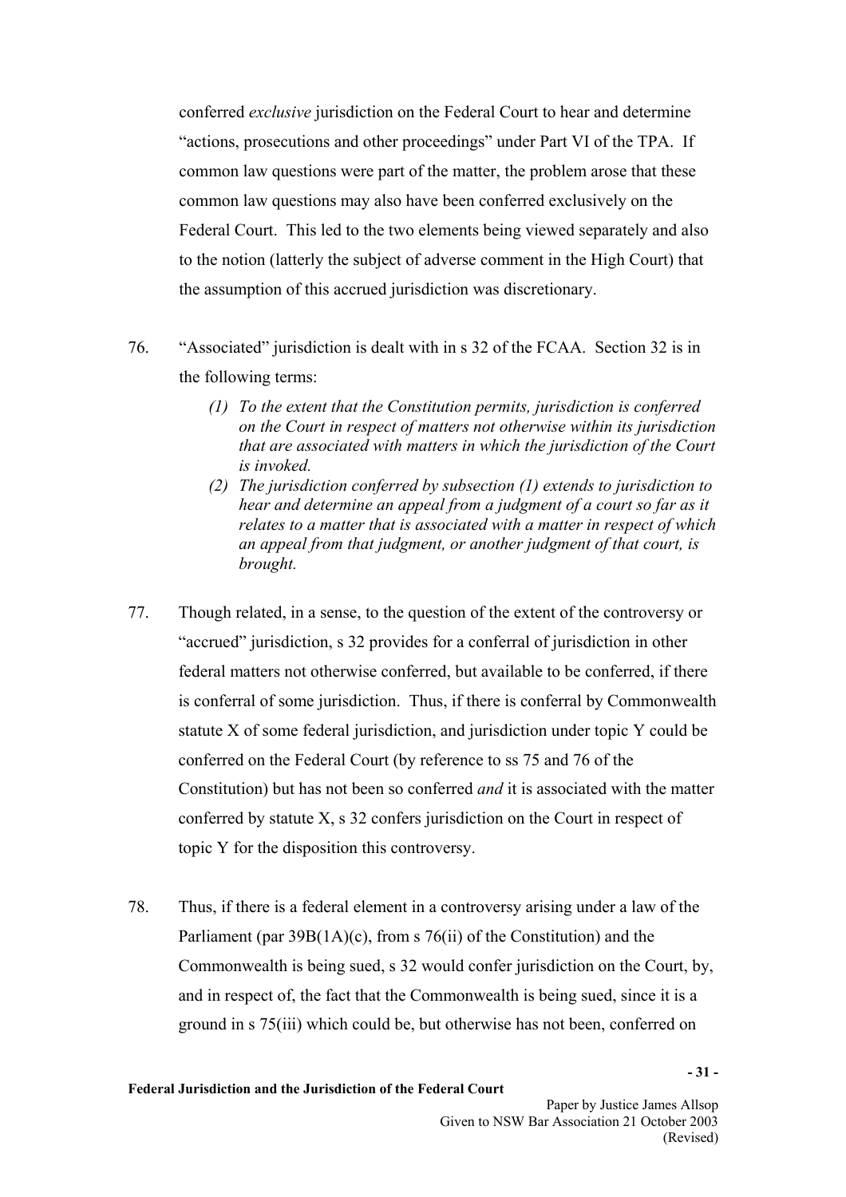conferred *exclusive* jurisdiction on the Federal Court to hear and determine "actions, prosecutions and other proceedings" under Part VI of the TPA. If common law questions were part of the matter, the problem arose that these common law questions may also have been conferred exclusively on the Federal Court. This led to the two elements being viewed separately and also to the notion (latterly the subject of adverse comment in the High Court) that the assumption of this accrued jurisdiction was discretionary.

76. "Associated" jurisdiction is dealt with in s 32 of the FCAA. Section 32 is in the following terms:

    *(1) To the extent that the Constitution permits, jurisdiction is conferred on the Court in respect of matters not otherwise within its jurisdiction that are associated with matters in which the jurisdiction of the Court is invoked.*

    *(2) The jurisdiction conferred by subsection (1) extends to jurisdiction to hear and determine an appeal from a judgment of a court so far as it relates to a matter that is associated with a matter in respect of which an appeal from that judgment, or another judgment of that court, is brought.*

77. Though related, in a sense, to the question of the extent of the controversy or "accrued" jurisdiction, s 32 provides for a conferral of jurisdiction in other federal matters not otherwise conferred, but available to be conferred, if there is conferral of some jurisdiction. Thus, if there is conferral by Commonwealth statute X of some federal jurisdiction, and jurisdiction under topic Y could be conferred on the Federal Court (by reference to ss 75 and 76 of the Constitution) but has not been so conferred *and* it is associated with the matter conferred by statute X, s 32 confers jurisdiction on the Court in respect of topic Y for the disposition this controversy.

78. Thus, if there is a federal element in a controversy arising under a law of the Parliament (par 39B(1A)(c), from s 76(ii) of the Constitution) and the Commonwealth is being sued, s 32 would confer jurisdiction on the Court, by, and in respect of, the fact that the Commonwealth is being sued, since it is a ground in s 75(iii) which could be, but otherwise has not been, conferred on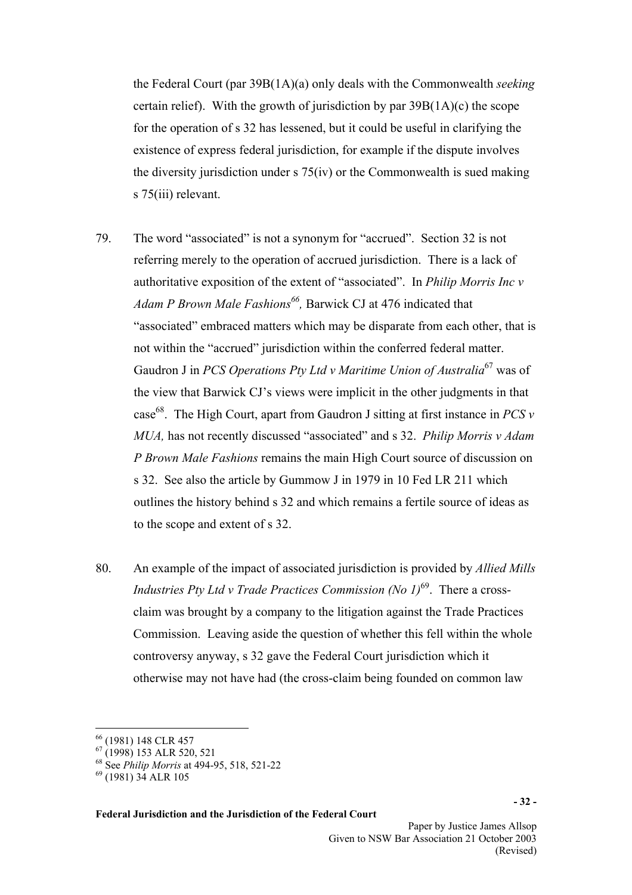the Federal Court (par 39B(1A)(a) only deals with the Commonwealth *seeking* certain relief). With the growth of jurisdiction by par 39B(1A)(c) the scope for the operation of s 32 has lessened, but it could be useful in clarifying the existence of express federal jurisdiction, for example if the dispute involves the diversity jurisdiction under s 75(iv) or the Commonwealth is sued making s 75(iii) relevant.

79. The word "associated" is not a synonym for "accrued". Section 32 is not referring merely to the operation of accrued jurisdiction. There is a lack of authoritative exposition of the extent of "associated". In *Philip Morris Inc v Adam P Brown Male Fashions*[66], Barwick CJ at 476 indicated that "associated" embraced matters which may be disparate from each other, that is not within the "accrued" jurisdiction within the conferred federal matter. Gaudron J in *PCS Operations Pty Ltd v Maritime Union of Australia*[67] was of the view that Barwick CJ's views were implicit in the other judgments in that case[68]. The High Court, apart from Gaudron J sitting at first instance in *PCS v MUA,* has not recently discussed "associated" and s 32. *Philip Morris v Adam P Brown Male Fashions* remains the main High Court source of discussion on s 32. See also the article by Gummow J in 1979 in 10 Fed LR 211 which outlines the history behind s 32 and which remains a fertile source of ideas as to the scope and extent of s 32.

80. An example of the impact of associated jurisdiction is provided by *Allied Mills Industries Pty Ltd v Trade Practices Commission (No 1)*[69]. There a cross-claim was brought by a company to the litigation against the Trade Practices Commission. Leaving aside the question of whether this fell within the whole controversy anyway, s 32 gave the Federal Court jurisdiction which it otherwise may not have had (the cross-claim being founded on common law

---

[66] (1981) 148 CLR 457

[67] (1998) 153 ALR 520, 521

[68] See *Philip Morris* at 494-95, 518, 521-22

[69] (1981) 34 ALR 105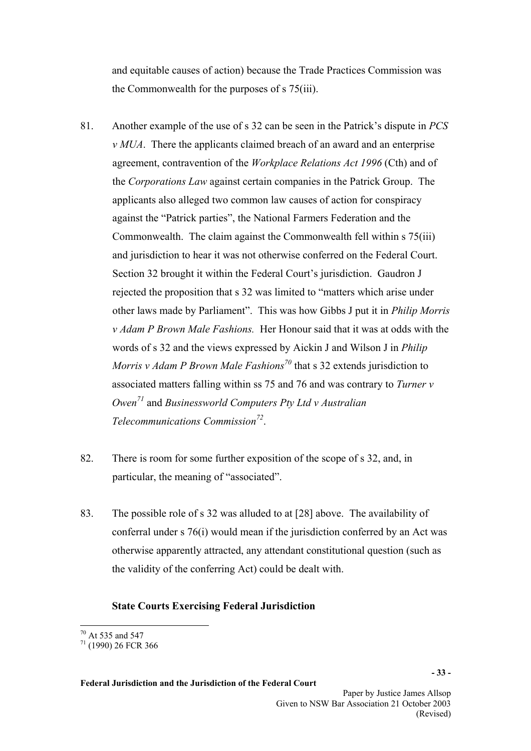and equitable causes of action) because the Trade Practices Commission was the Commonwealth for the purposes of s 75(iii).

81. Another example of the use of s 32 can be seen in the Patrick's dispute in *PCS v MUA*. There the applicants claimed breach of an award and an enterprise agreement, contravention of the *Workplace Relations Act 1996* (Cth) and of the *Corporations Law* against certain companies in the Patrick Group. The applicants also alleged two common law causes of action for conspiracy against the "Patrick parties", the National Farmers Federation and the Commonwealth. The claim against the Commonwealth fell within s 75(iii) and jurisdiction to hear it was not otherwise conferred on the Federal Court. Section 32 brought it within the Federal Court's jurisdiction. Gaudron J rejected the proposition that s 32 was limited to "matters which arise under other laws made by Parliament". This was how Gibbs J put it in *Philip Morris v Adam P Brown Male Fashions.* Her Honour said that it was at odds with the words of s 32 and the views expressed by Aickin J and Wilson J in *Philip Morris v Adam P Brown Male Fashions*[70] that s 32 extends jurisdiction to associated matters falling within ss 75 and 76 and was contrary to *Turner v Owen*[71] and *Businessworld Computers Pty Ltd v Australian Telecommunications Commission*[72].

82. There is room for some further exposition of the scope of s 32, and, in particular, the meaning of "associated".

83. The possible role of s 32 was alluded to at [28] above. The availability of conferral under s 76(i) would mean if the jurisdiction conferred by an Act was otherwise apparently attracted, any attendant constitutional question (such as the validity of the conferring Act) could be dealt with.

### State Courts Exercising Federal Jurisdiction

[70] At 535 and 547

[71] (1990) 26 FCR 366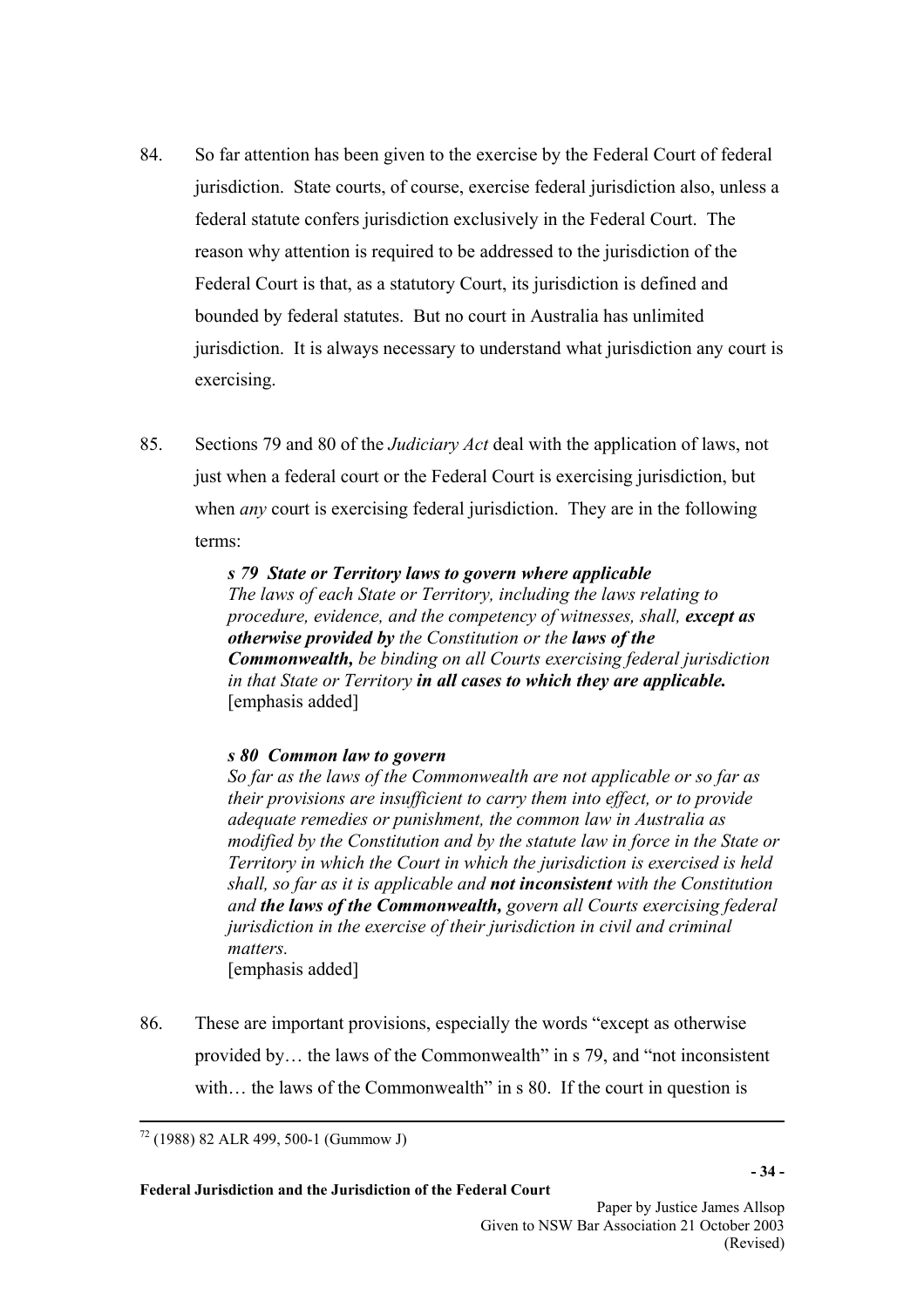84. So far attention has been given to the exercise by the Federal Court of federal jurisdiction. State courts, of course, exercise federal jurisdiction also, unless a federal statute confers jurisdiction exclusively in the Federal Court. The reason why attention is required to be addressed to the jurisdiction of the Federal Court is that, as a statutory Court, its jurisdiction is defined and bounded by federal statutes. But no court in Australia has unlimited jurisdiction. It is always necessary to understand what jurisdiction any court is exercising.

85. Sections 79 and 80 of the *Judiciary Act* deal with the application of laws, not just when a federal court or the Federal Court is exercising jurisdiction, but when *any* court is exercising federal jurisdiction. They are in the following terms:

> ***s 79 State or Territory laws to govern where applicable***
> *The laws of each State or Territory, including the laws relating to procedure, evidence, and the competency of witnesses, shall,* ***except as otherwise provided by*** *the Constitution or the* ***laws of the Commonwealth,*** *be binding on all Courts exercising federal jurisdiction in that State or Territory* ***in all cases to which they are applicable.***
> [emphasis added]
>
> ***s 80 Common law to govern***
> *So far as the laws of the Commonwealth are not applicable or so far as their provisions are insufficient to carry them into effect, or to provide adequate remedies or punishment, the common law in Australia as modified by the Constitution and by the statute law in force in the State or Territory in which the Court in which the jurisdiction is exercised is held shall, so far as it is applicable and* ***not inconsistent*** *with the Constitution and* ***the laws of the Commonwealth,*** *govern all Courts exercising federal jurisdiction in the exercise of their jurisdiction in civil and criminal matters.*
> [emphasis added]

86. These are important provisions, especially the words "except as otherwise provided by… the laws of the Commonwealth" in s 79, and "not inconsistent with… the laws of the Commonwealth" in s 80. If the court in question is

---

[72] (1988) 82 ALR 499, 500-1 (Gummow J)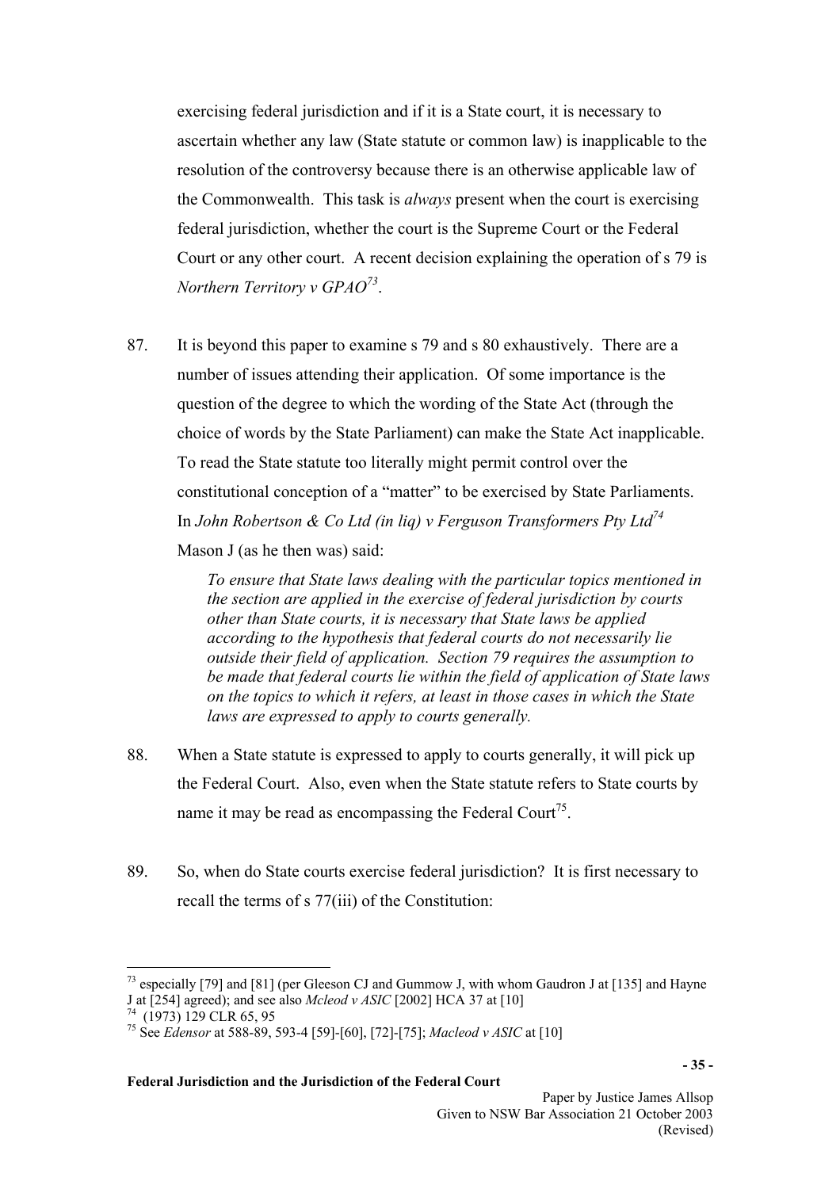exercising federal jurisdiction and if it is a State court, it is necessary to ascertain whether any law (State statute or common law) is inapplicable to the resolution of the controversy because there is an otherwise applicable law of the Commonwealth. This task is *always* present when the court is exercising federal jurisdiction, whether the court is the Supreme Court or the Federal Court or any other court. A recent decision explaining the operation of s 79 is *Northern Territory v GPAO*[73].

87. It is beyond this paper to examine s 79 and s 80 exhaustively. There are a number of issues attending their application. Of some importance is the question of the degree to which the wording of the State Act (through the choice of words by the State Parliament) can make the State Act inapplicable. To read the State statute too literally might permit control over the constitutional conception of a "matter" to be exercised by State Parliaments. In *John Robertson & Co Ltd (in liq) v Ferguson Transformers Pty Ltd*[74] Mason J (as he then was) said:

> *To ensure that State laws dealing with the particular topics mentioned in the section are applied in the exercise of federal jurisdiction by courts other than State courts, it is necessary that State laws be applied according to the hypothesis that federal courts do not necessarily lie outside their field of application. Section 79 requires the assumption to be made that federal courts lie within the field of application of State laws on the topics to which it refers, at least in those cases in which the State laws are expressed to apply to courts generally.*

88. When a State statute is expressed to apply to courts generally, it will pick up the Federal Court. Also, even when the State statute refers to State courts by name it may be read as encompassing the Federal Court[75].

89. So, when do State courts exercise federal jurisdiction? It is first necessary to recall the terms of s 77(iii) of the Constitution:

---

[73] especially [79] and [81] (per Gleeson CJ and Gummow J, with whom Gaudron J at [135] and Hayne J at [254] agreed); and see also *Mcleod v ASIC* [2002] HCA 37 at [10]

[74] (1973) 129 CLR 65, 95

[75] See *Edensor* at 588-89, 593-4 [59]-[60], [72]-[75]; *Macleod v ASIC* at [10]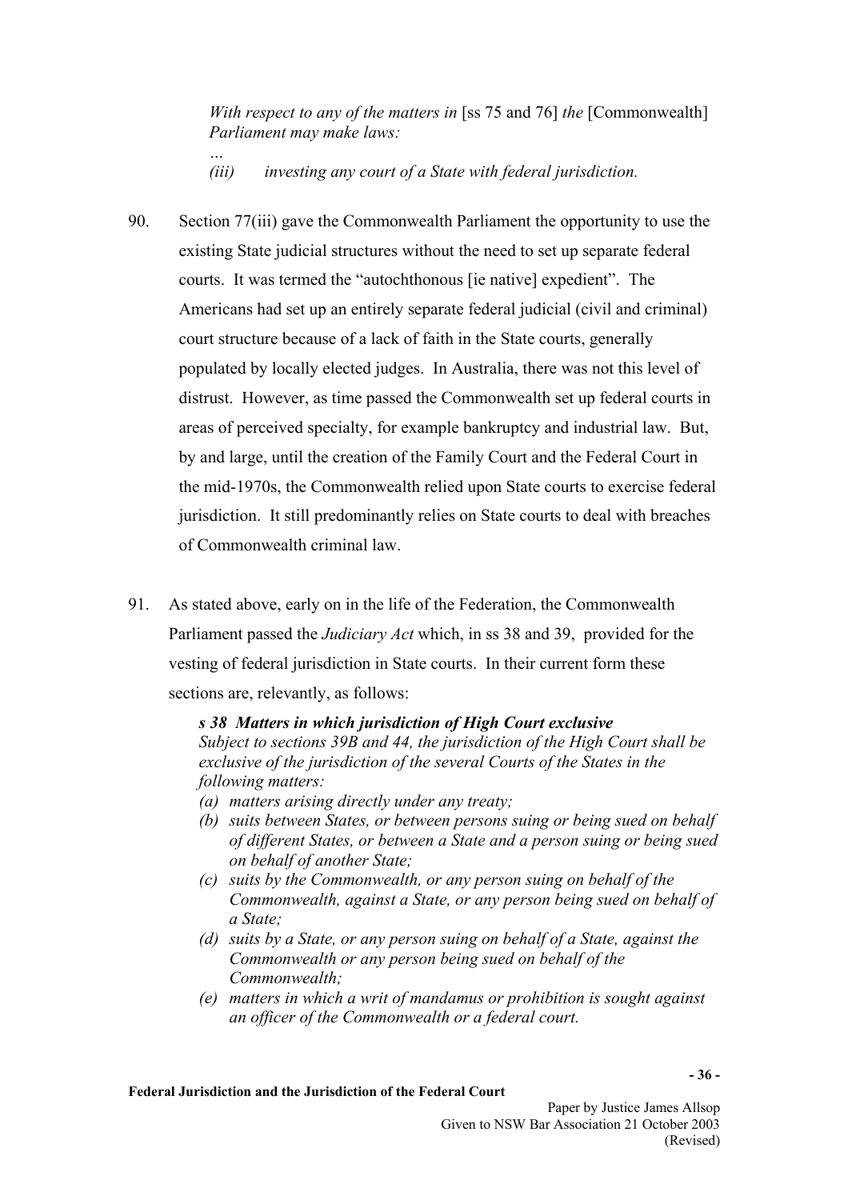> *With respect to any of the matters in* [ss 75 and 76] *the* [Commonwealth] *Parliament may make laws:*
> *…*
> *(iii) investing any court of a State with federal jurisdiction.*

90. Section 77(iii) gave the Commonwealth Parliament the opportunity to use the existing State judicial structures without the need to set up separate federal courts. It was termed the "autochthonous [ie native] expedient". The Americans had set up an entirely separate federal judicial (civil and criminal) court structure because of a lack of faith in the State courts, generally populated by locally elected judges. In Australia, there was not this level of distrust. However, as time passed the Commonwealth set up federal courts in areas of perceived specialty, for example bankruptcy and industrial law. But, by and large, until the creation of the Family Court and the Federal Court in the mid-1970s, the Commonwealth relied upon State courts to exercise federal jurisdiction. It still predominantly relies on State courts to deal with breaches of Commonwealth criminal law.

91. As stated above, early on in the life of the Federation, the Commonwealth Parliament passed the *Judiciary Act* which, in ss 38 and 39, provided for the vesting of federal jurisdiction in State courts. In their current form these sections are, relevantly, as follows:

> ***s 38 Matters in which jurisdiction of High Court exclusive***
> *Subject to sections 39B and 44, the jurisdiction of the High Court shall be exclusive of the jurisdiction of the several Courts of the States in the following matters:*
> *(a) matters arising directly under any treaty;*
> *(b) suits between States, or between persons suing or being sued on behalf of different States, or between a State and a person suing or being sued on behalf of another State;*
> *(c) suits by the Commonwealth, or any person suing on behalf of the Commonwealth, against a State, or any person being sued on behalf of a State;*
> *(d) suits by a State, or any person suing on behalf of a State, against the Commonwealth or any person being sued on behalf of the Commonwealth;*
> *(e) matters in which a writ of mandamus or prohibition is sought against an officer of the Commonwealth or a federal court.*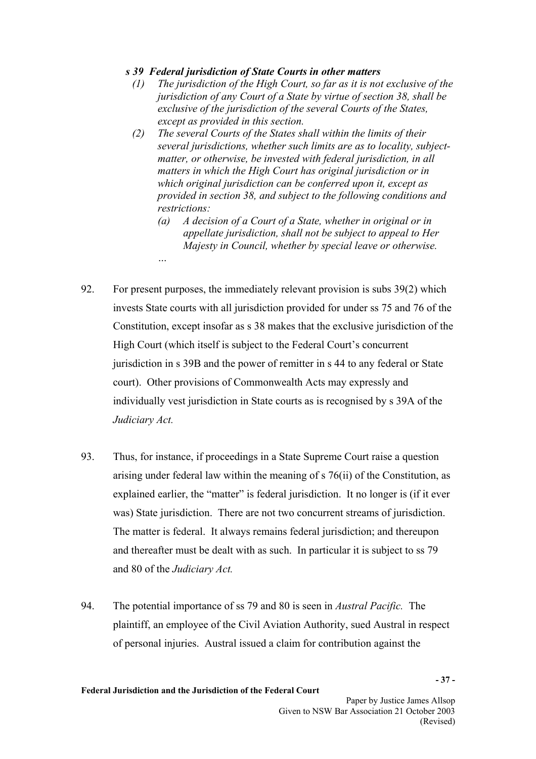***s 39 Federal jurisdiction of State Courts in other matters***

*(1) The jurisdiction of the High Court, so far as it is not exclusive of the jurisdiction of any Court of a State by virtue of section 38, shall be exclusive of the jurisdiction of the several Courts of the States, except as provided in this section.*

*(2) The several Courts of the States shall within the limits of their several jurisdictions, whether such limits are as to locality, subject-matter, or otherwise, be invested with federal jurisdiction, in all matters in which the High Court has original jurisdiction or in which original jurisdiction can be conferred upon it, except as provided in section 38, and subject to the following conditions and restrictions:*

*(a) A decision of a Court of a State, whether in original or in appellate jurisdiction, shall not be subject to appeal to Her Majesty in Council, whether by special leave or otherwise.*

*…*

92. For present purposes, the immediately relevant provision is subs 39(2) which invests State courts with all jurisdiction provided for under ss 75 and 76 of the Constitution, except insofar as s 38 makes that the exclusive jurisdiction of the High Court (which itself is subject to the Federal Court's concurrent jurisdiction in s 39B and the power of remitter in s 44 to any federal or State court). Other provisions of Commonwealth Acts may expressly and individually vest jurisdiction in State courts as is recognised by s 39A of the *Judiciary Act.*

93. Thus, for instance, if proceedings in a State Supreme Court raise a question arising under federal law within the meaning of s 76(ii) of the Constitution, as explained earlier, the "matter" is federal jurisdiction. It no longer is (if it ever was) State jurisdiction. There are not two concurrent streams of jurisdiction. The matter is federal. It always remains federal jurisdiction; and thereupon and thereafter must be dealt with as such. In particular it is subject to ss 79 and 80 of the *Judiciary Act.*

94. The potential importance of ss 79 and 80 is seen in *Austral Pacific.* The plaintiff, an employee of the Civil Aviation Authority, sued Austral in respect of personal injuries. Austral issued a claim for contribution against the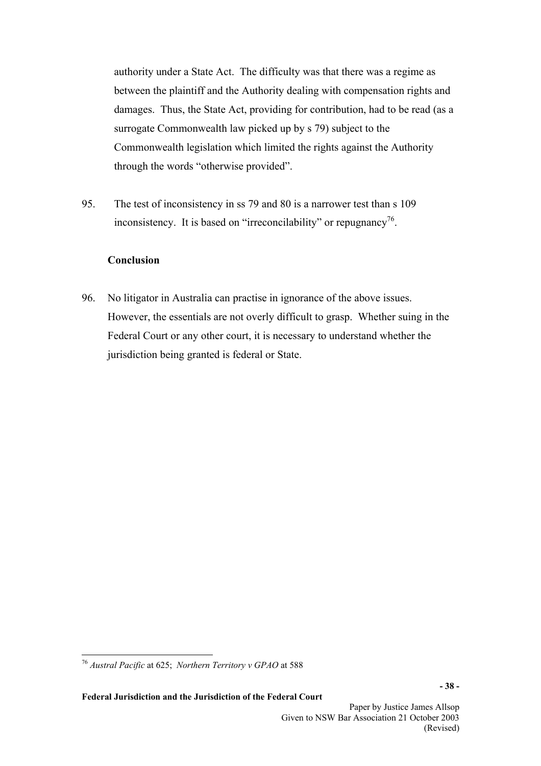authority under a State Act. The difficulty was that there was a regime as between the plaintiff and the Authority dealing with compensation rights and damages. Thus, the State Act, providing for contribution, had to be read (as a surrogate Commonwealth law picked up by s 79) subject to the Commonwealth legislation which limited the rights against the Authority through the words "otherwise provided".

95. The test of inconsistency in ss 79 and 80 is a narrower test than s 109 inconsistency. It is based on "irreconcilability" or repugnancy[76].

**Conclusion**

96. No litigator in Australia can practise in ignorance of the above issues. However, the essentials are not overly difficult to grasp. Whether suing in the Federal Court or any other court, it is necessary to understand whether the jurisdiction being granted is federal or State.

---

[76] *Austral Pacific* at 625; *Northern Territory v GPAO* at 588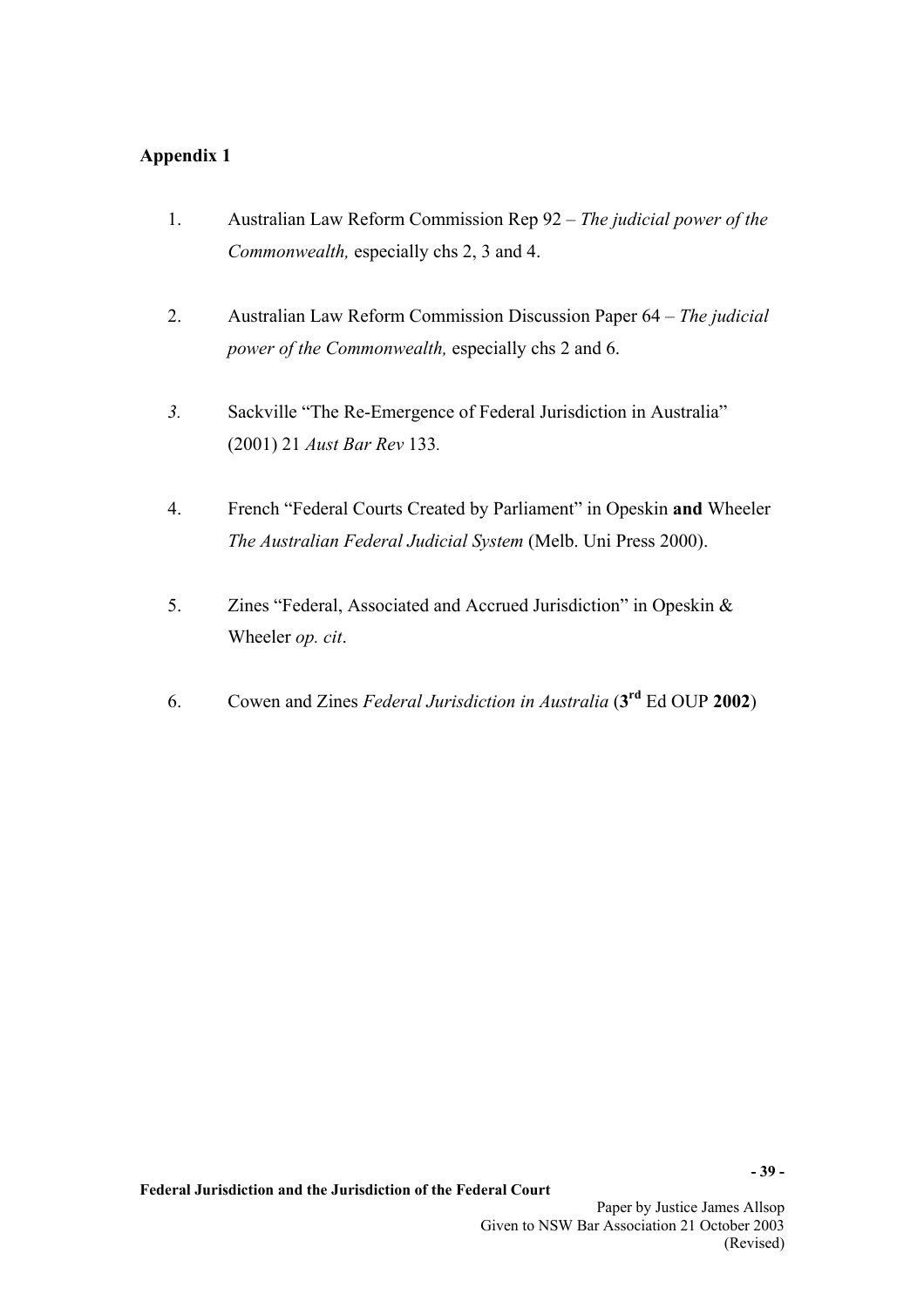**Appendix 1**

1. Australian Law Reform Commission Rep 92 – *The judicial power of the Commonwealth,* especially chs 2, 3 and 4.

2. Australian Law Reform Commission Discussion Paper 64 – *The judicial power of the Commonwealth,* especially chs 2 and 6.

3. Sackville "The Re-Emergence of Federal Jurisdiction in Australia" (2001) 21 *Aust Bar Rev* 133.

4. French "Federal Courts Created by Parliament" in Opeskin **and** Wheeler *The Australian Federal Judicial System* (Melb. Uni Press 2000).

5. Zines "Federal, Associated and Accrued Jurisdiction" in Opeskin & Wheeler *op. cit*.

6. Cowen and Zines *Federal Jurisdiction in Australia* (**3rd** Ed OUP **2002**)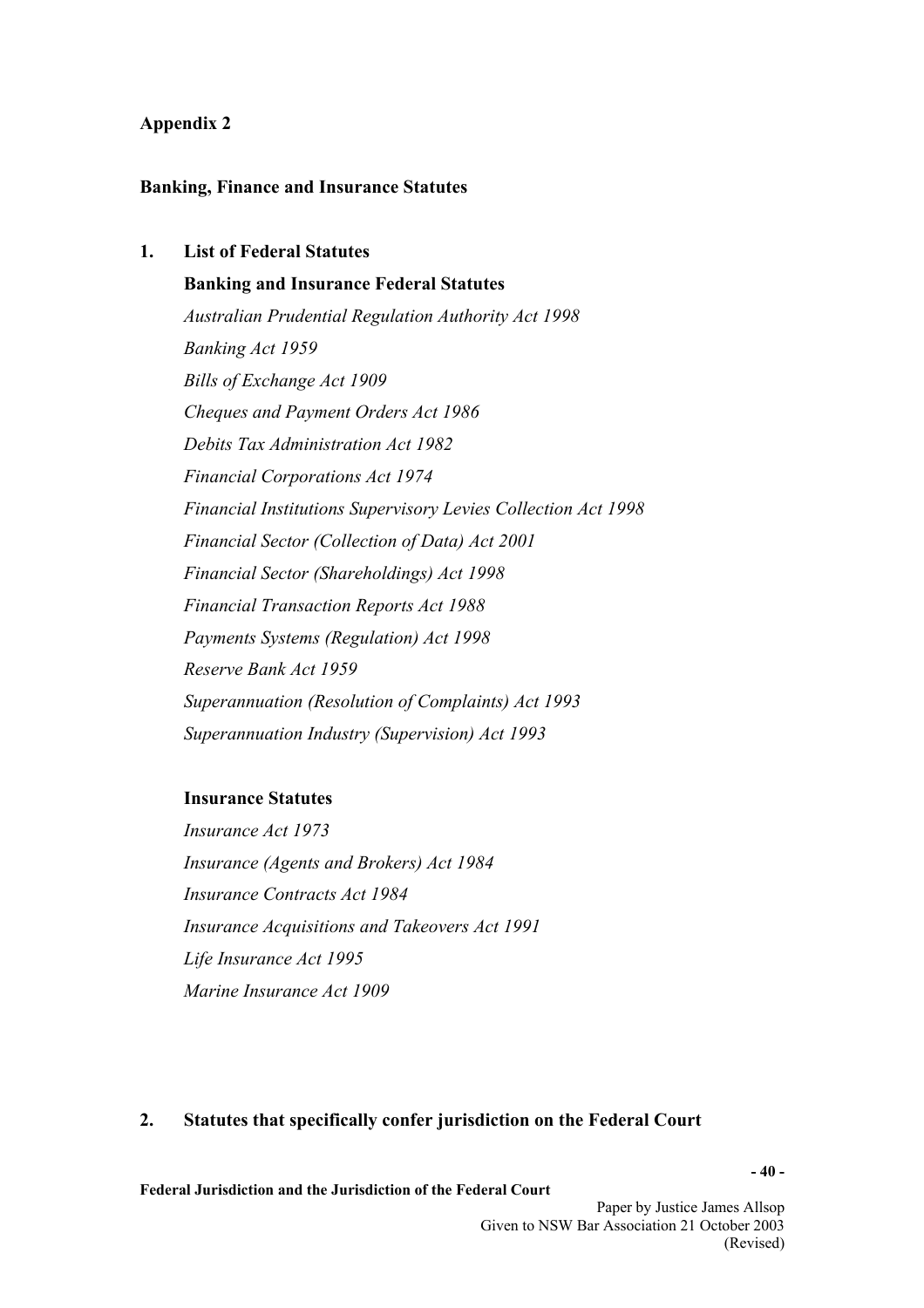**Appendix 2**

**Banking, Finance and Insurance Statutes**

**1. List of Federal Statutes**

**Banking and Insurance Federal Statutes**

*Australian Prudential Regulation Authority Act 1998*

*Banking Act 1959*

*Bills of Exchange Act 1909*

*Cheques and Payment Orders Act 1986*

*Debits Tax Administration Act 1982*

*Financial Corporations Act 1974*

*Financial Institutions Supervisory Levies Collection Act 1998*

*Financial Sector (Collection of Data) Act 2001*

*Financial Sector (Shareholdings) Act 1998*

*Financial Transaction Reports Act 1988*

*Payments Systems (Regulation) Act 1998*

*Reserve Bank Act 1959*

*Superannuation (Resolution of Complaints) Act 1993*

*Superannuation Industry (Supervision) Act 1993*

**Insurance Statutes**

*Insurance Act 1973*

*Insurance (Agents and Brokers) Act 1984*

*Insurance Contracts Act 1984*

*Insurance Acquisitions and Takeovers Act 1991*

*Life Insurance Act 1995*

*Marine Insurance Act 1909*

**2. Statutes that specifically confer jurisdiction on the Federal Court**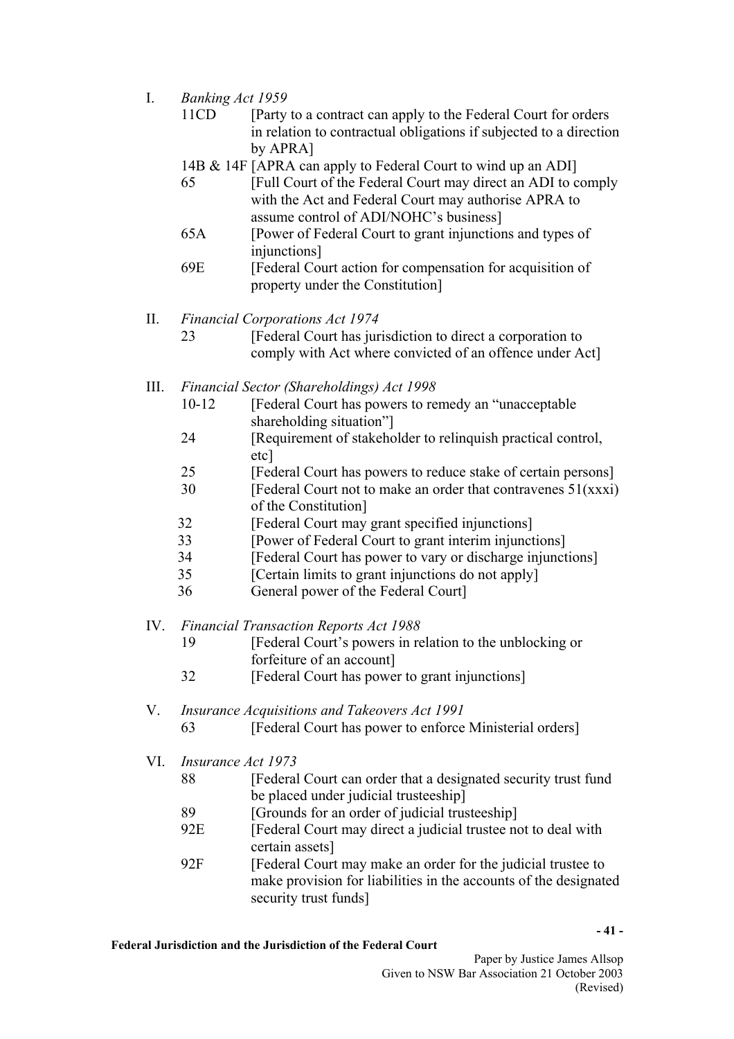I. *Banking Act 1959*

   11CD [Party to a contract can apply to the Federal Court for orders in relation to contractual obligations if subjected to a direction by APRA]

   14B & 14F [APRA can apply to Federal Court to wind up an ADI]

   65 [Full Court of the Federal Court may direct an ADI to comply with the Act and Federal Court may authorise APRA to assume control of ADI/NOHC's business]

   65A [Power of Federal Court to grant injunctions and types of injunctions]

   69E [Federal Court action for compensation for acquisition of property under the Constitution]

II. *Financial Corporations Act 1974*

   23 [Federal Court has jurisdiction to direct a corporation to comply with Act where convicted of an offence under Act]

III. *Financial Sector (Shareholdings) Act 1998*

   10-12 [Federal Court has powers to remedy an "unacceptable shareholding situation"]

   24 [Requirement of stakeholder to relinquish practical control, etc]

   25 [Federal Court has powers to reduce stake of certain persons]

   30 [Federal Court not to make an order that contravenes 51(xxxi) of the Constitution]

   32 [Federal Court may grant specified injunctions]

   33 [Power of Federal Court to grant interim injunctions]

   34 [Federal Court has power to vary or discharge injunctions]

   35 [Certain limits to grant injunctions do not apply]

   36 General power of the Federal Court]

IV. *Financial Transaction Reports Act 1988*

   19 [Federal Court's powers in relation to the unblocking or forfeiture of an account]

   32 [Federal Court has power to grant injunctions]

V. *Insurance Acquisitions and Takeovers Act 1991*

   63 [Federal Court has power to enforce Ministerial orders]

VI. *Insurance Act 1973*

   88 [Federal Court can order that a designated security trust fund be placed under judicial trusteeship]

   89 [Grounds for an order of judicial trusteeship]

   92E [Federal Court may direct a judicial trustee not to deal with certain assets]

   92F [Federal Court may make an order for the judicial trustee to make provision for liabilities in the accounts of the designated security trust funds]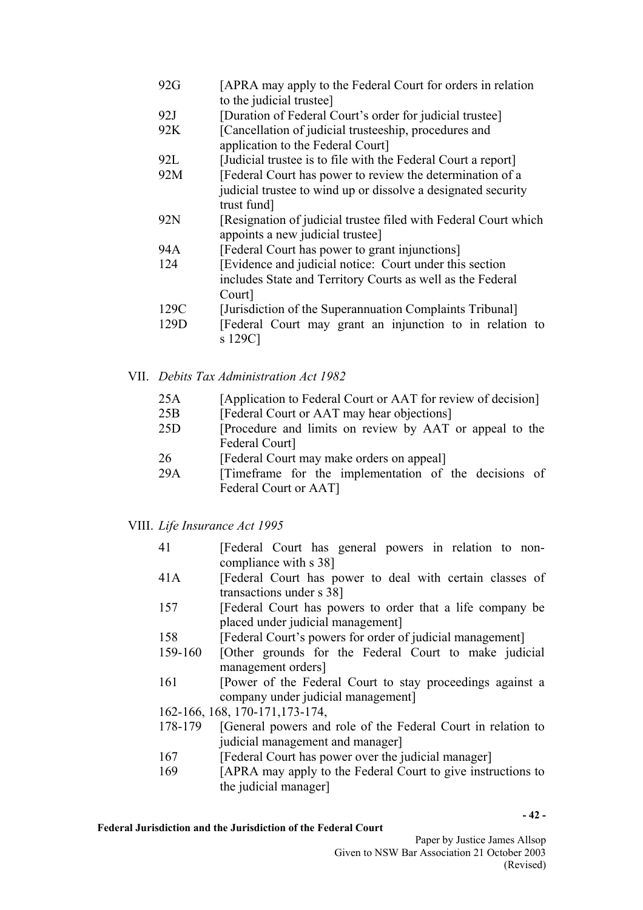| | |
|---|---|
| 92G | [APRA may apply to the Federal Court for orders in relation to the judicial trustee] |
| 92J | [Duration of Federal Court's order for judicial trustee] |
| 92K | [Cancellation of judicial trusteeship, procedures and application to the Federal Court] |
| 92L | [Judicial trustee is to file with the Federal Court a report] |
| 92M | [Federal Court has power to review the determination of a judicial trustee to wind up or dissolve a designated security trust fund] |
| 92N | [Resignation of judicial trustee filed with Federal Court which appoints a new judicial trustee] |
| 94A | [Federal Court has power to grant injunctions] |
| 124 | [Evidence and judicial notice: Court under this section includes State and Territory Courts as well as the Federal Court] |
| 129C | [Jurisdiction of the Superannuation Complaints Tribunal] |
| 129D | [Federal Court may grant an injunction to in relation to s 129C] |

VII. *Debits Tax Administration Act 1982*

| | |
|---|---|
| 25A | [Application to Federal Court or AAT for review of decision] |
| 25B | [Federal Court or AAT may hear objections] |
| 25D | [Procedure and limits on review by AAT or appeal to the Federal Court] |
| 26 | [Federal Court may make orders on appeal] |
| 29A | [Timeframe for the implementation of the decisions of Federal Court or AAT] |

VIII. *Life Insurance Act 1995*

| | |
|---|---|
| 41 | [Federal Court has general powers in relation to non-compliance with s 38] |
| 41A | [Federal Court has power to deal with certain classes of transactions under s 38] |
| 157 | [Federal Court has powers to order that a life company be placed under judicial management] |
| 158 | [Federal Court's powers for order of judicial management] |
| 159-160 | [Other grounds for the Federal Court to make judicial management orders] |
| 161 | [Power of the Federal Court to stay proceedings against a company under judicial management] |
| 162-166, 168, 170-171,173-174, 178-179 | [General powers and role of the Federal Court in relation to judicial management and manager] |
| 167 | [Federal Court has power over the judicial manager] |
| 169 | [APRA may apply to the Federal Court to give instructions to the judicial manager] |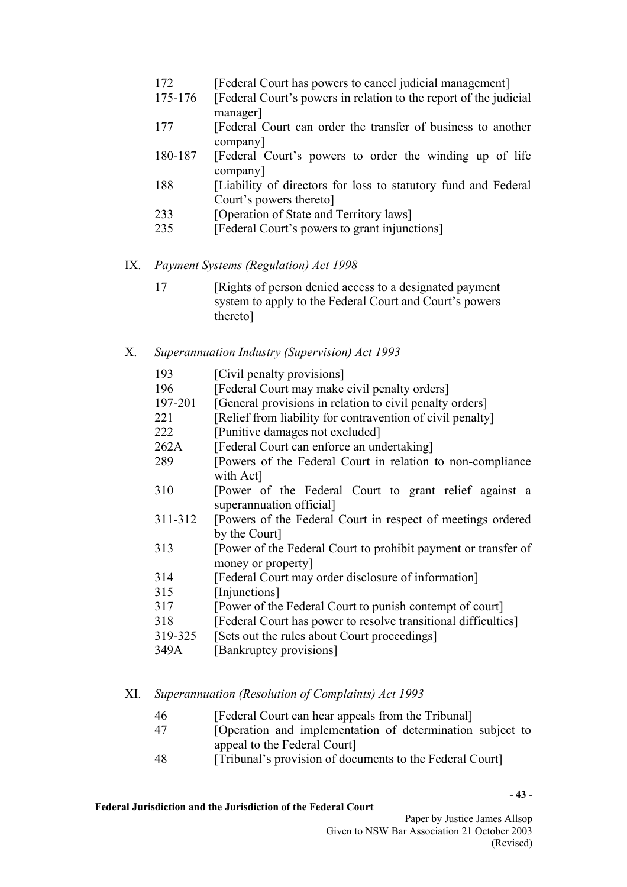172 [Federal Court has powers to cancel judicial management]

175-176 [Federal Court's powers in relation to the report of the judicial manager]

177 [Federal Court can order the transfer of business to another company]

180-187 [Federal Court's powers to order the winding up of life company]

188 [Liability of directors for loss to statutory fund and Federal Court's powers thereto]

233 [Operation of State and Territory laws]

235 [Federal Court's powers to grant injunctions]

IX. *Payment Systems (Regulation) Act 1998*

17 [Rights of person denied access to a designated payment system to apply to the Federal Court and Court's powers thereto]

X. *Superannuation Industry (Supervision) Act 1993*

193 [Civil penalty provisions]

196 [Federal Court may make civil penalty orders]

197-201 [General provisions in relation to civil penalty orders]

221 [Relief from liability for contravention of civil penalty]

222 [Punitive damages not excluded]

262A [Federal Court can enforce an undertaking]

289 [Powers of the Federal Court in relation to non-compliance with Act]

310 [Power of the Federal Court to grant relief against a superannuation official]

311-312 [Powers of the Federal Court in respect of meetings ordered by the Court]

313 [Power of the Federal Court to prohibit payment or transfer of money or property]

314 [Federal Court may order disclosure of information]

315 [Injunctions]

317 [Power of the Federal Court to punish contempt of court]

318 [Federal Court has power to resolve transitional difficulties]

319-325 [Sets out the rules about Court proceedings]

349A [Bankruptcy provisions]

XI. *Superannuation (Resolution of Complaints) Act 1993*

46 [Federal Court can hear appeals from the Tribunal]

47 [Operation and implementation of determination subject to appeal to the Federal Court]

48 [Tribunal's provision of documents to the Federal Court]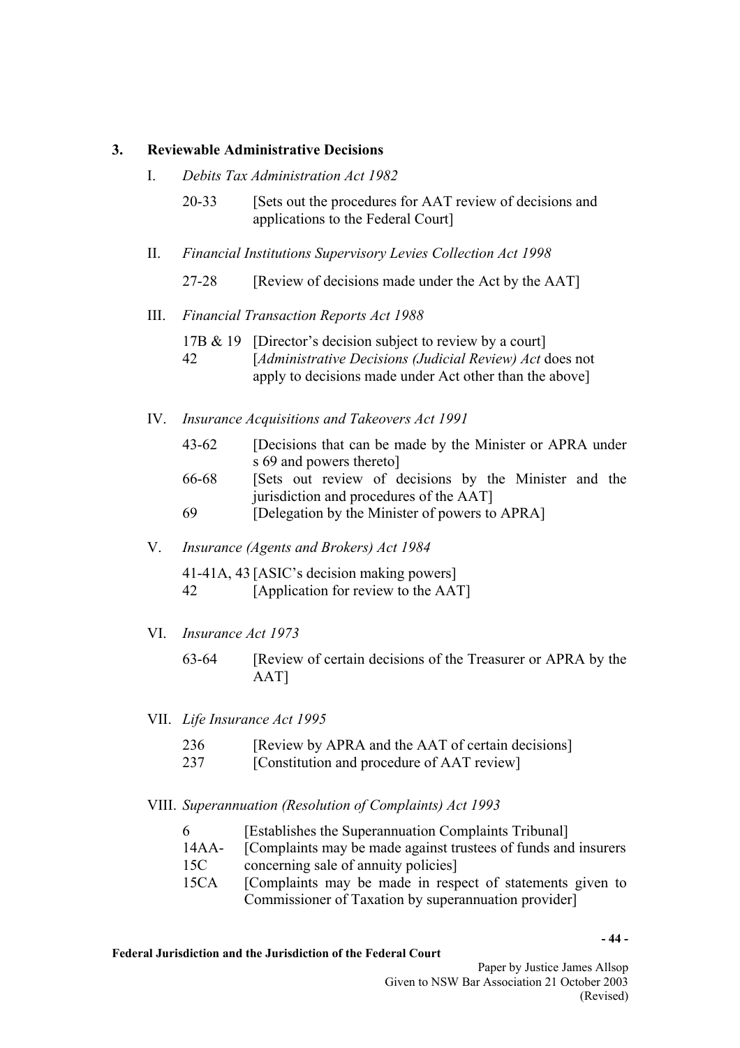### 3. Reviewable Administrative Decisions

I. *Debits Tax Administration Act 1982*

| | |
|---|---|
| 20-33 | [Sets out the procedures for AAT review of decisions and applications to the Federal Court] |

II. *Financial Institutions Supervisory Levies Collection Act 1998*

| | |
|---|---|
| 27-28 | [Review of decisions made under the Act by the AAT] |

III. *Financial Transaction Reports Act 1988*

| | |
|---|---|
| 17B & 19 | [Director's decision subject to review by a court] |
| 42 | [*Administrative Decisions (Judicial Review) Act* does not apply to decisions made under Act other than the above] |

IV. *Insurance Acquisitions and Takeovers Act 1991*

| | |
|---|---|
| 43-62 | [Decisions that can be made by the Minister or APRA under s 69 and powers thereto] |
| 66-68 | [Sets out review of decisions by the Minister and the jurisdiction and procedures of the AAT] |
| 69 | [Delegation by the Minister of powers to APRA] |

V. *Insurance (Agents and Brokers) Act 1984*

| | |
|---|---|
| 41-41A, 43 | [ASIC's decision making powers] |
| 42 | [Application for review to the AAT] |

VI. *Insurance Act 1973*

| | |
|---|---|
| 63-64 | [Review of certain decisions of the Treasurer or APRA by the AAT] |

VII. *Life Insurance Act 1995*

| | |
|---|---|
| 236 | [Review by APRA and the AAT of certain decisions] |
| 237 | [Constitution and procedure of AAT review] |

VIII. *Superannuation (Resolution of Complaints) Act 1993*

| | |
|---|---|
| 6 | [Establishes the Superannuation Complaints Tribunal] |
| 14AA-15C | [Complaints may be made against trustees of funds and insurers concerning sale of annuity policies] |
| 15CA | [Complaints may be made in respect of statements given to Commissioner of Taxation by superannuation provider] |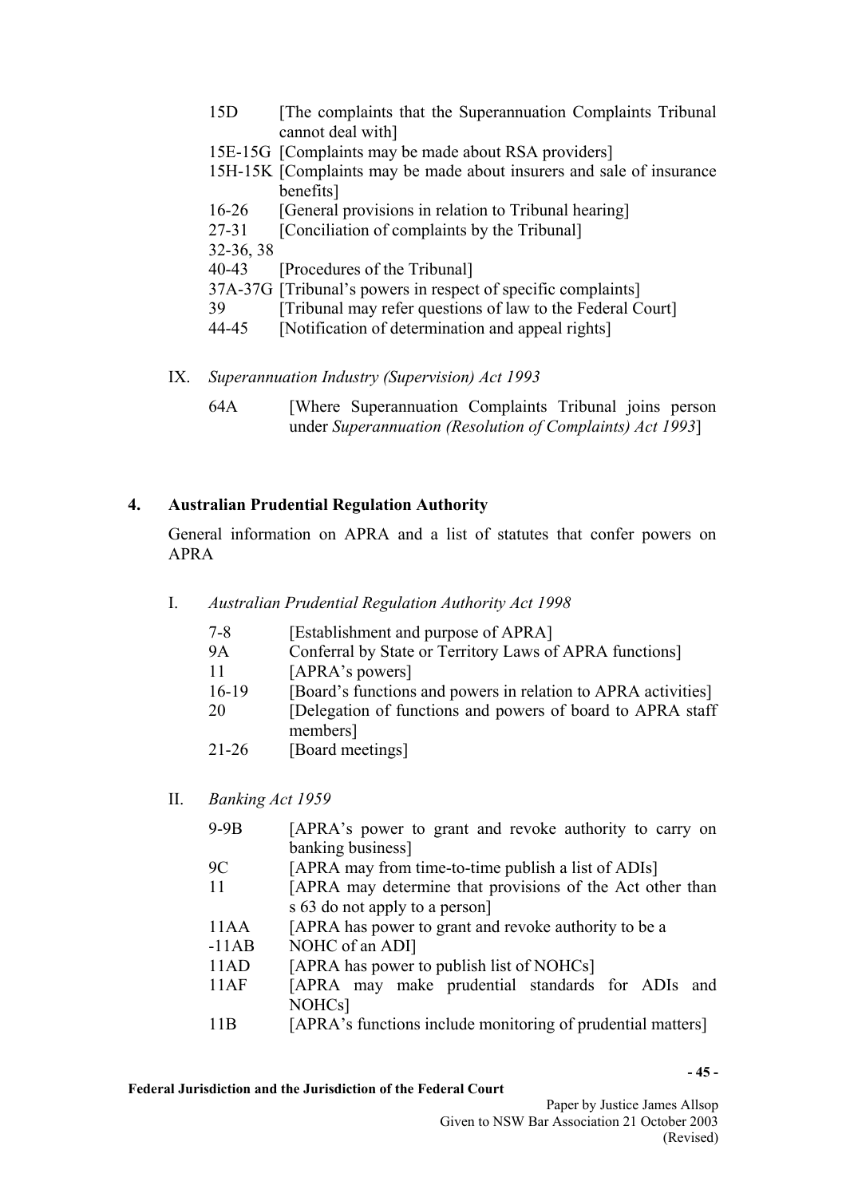15D [The complaints that the Superannuation Complaints Tribunal cannot deal with]

15E-15G [Complaints may be made about RSA providers]

15H-15K [Complaints may be made about insurers and sale of insurance benefits]

16-26 [General provisions in relation to Tribunal hearing]

27-31 [Conciliation of complaints by the Tribunal]

32-36, 38

40-43 [Procedures of the Tribunal]

37A-37G [Tribunal's powers in respect of specific complaints]

39 [Tribunal may refer questions of law to the Federal Court]

44-45 [Notification of determination and appeal rights]

IX. *Superannuation Industry (Supervision) Act 1993*

64A [Where Superannuation Complaints Tribunal joins person under *Superannuation (Resolution of Complaints) Act 1993*]

## 4. Australian Prudential Regulation Authority

General information on APRA and a list of statutes that confer powers on APRA

I. *Australian Prudential Regulation Authority Act 1998*

7-8 [Establishment and purpose of APRA]

9A Conferral by State or Territory Laws of APRA functions]

11 [APRA's powers]

16-19 [Board's functions and powers in relation to APRA activities]

20 [Delegation of functions and powers of board to APRA staff members]

21-26 [Board meetings]

II. *Banking Act 1959*

9-9B [APRA's power to grant and revoke authority to carry on banking business]

9C [APRA may from time-to-time publish a list of ADIs]

11 [APRA may determine that provisions of the Act other than s 63 do not apply to a person]

11AA -11AB [APRA has power to grant and revoke authority to be a NOHC of an ADI]

11AD [APRA has power to publish list of NOHCs]

11AF [APRA may make prudential standards for ADIs and NOHCs]

11B [APRA's functions include monitoring of prudential matters]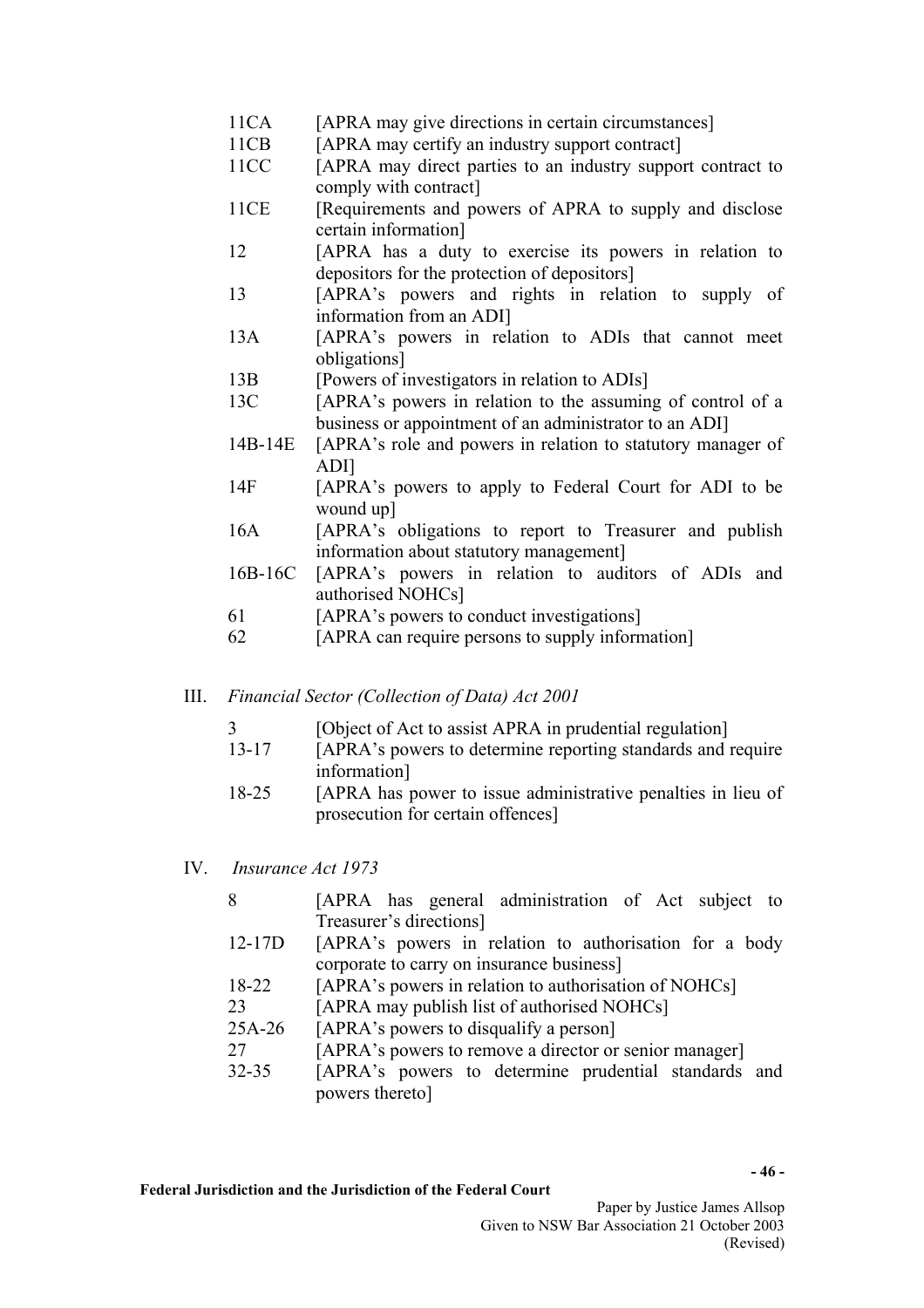| | |
|---|---|
| 11CA | [APRA may give directions in certain circumstances] |
| 11CB | [APRA may certify an industry support contract] |
| 11CC | [APRA may direct parties to an industry support contract to comply with contract] |
| 11CE | [Requirements and powers of APRA to supply and disclose certain information] |
| 12 | [APRA has a duty to exercise its powers in relation to depositors for the protection of depositors] |
| 13 | [APRA's powers and rights in relation to supply of information from an ADI] |
| 13A | [APRA's powers in relation to ADIs that cannot meet obligations] |
| 13B | [Powers of investigators in relation to ADIs] |
| 13C | [APRA's powers in relation to the assuming of control of a business or appointment of an administrator to an ADI] |
| 14B-14E | [APRA's role and powers in relation to statutory manager of ADI] |
| 14F | [APRA's powers to apply to Federal Court for ADI to be wound up] |
| 16A | [APRA's obligations to report to Treasurer and publish information about statutory management] |
| 16B-16C | [APRA's powers in relation to auditors of ADIs and authorised NOHCs] |
| 61 | [APRA's powers to conduct investigations] |
| 62 | [APRA can require persons to supply information] |

III. *Financial Sector (Collection of Data) Act 2001*

| | |
|---|---|
| 3 | [Object of Act to assist APRA in prudential regulation] |
| 13-17 | [APRA's powers to determine reporting standards and require information] |
| 18-25 | [APRA has power to issue administrative penalties in lieu of prosecution for certain offences] |

IV. *Insurance Act 1973*

| | |
|---|---|
| 8 | [APRA has general administration of Act subject to Treasurer's directions] |
| 12-17D | [APRA's powers in relation to authorisation for a body corporate to carry on insurance business] |
| 18-22 | [APRA's powers in relation to authorisation of NOHCs] |
| 23 | [APRA may publish list of authorised NOHCs] |
| 25A-26 | [APRA's powers to disqualify a person] |
| 27 | [APRA's powers to remove a director or senior manager] |
| 32-35 | [APRA's powers to determine prudential standards and powers thereto] |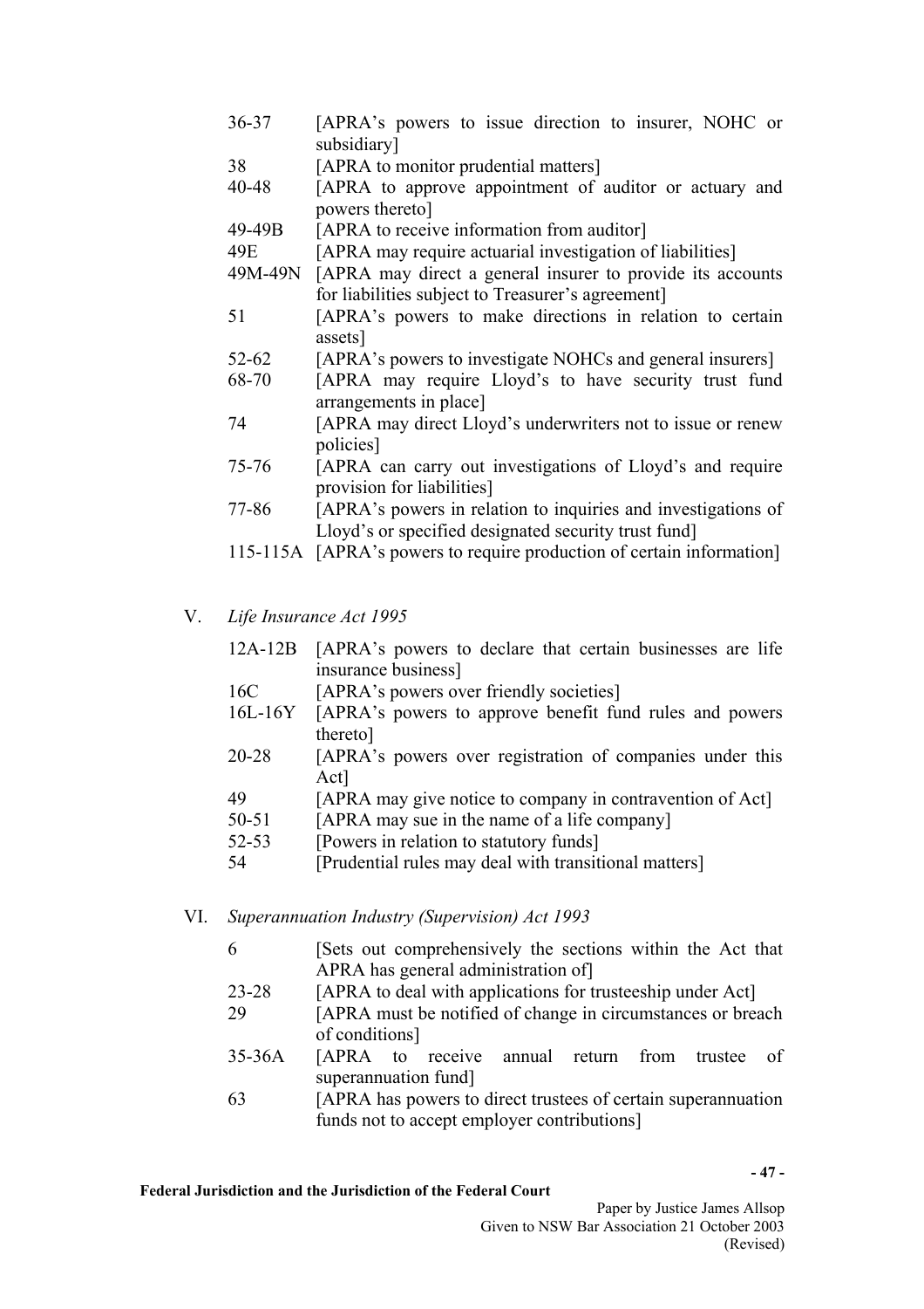| | |
|---|---|
| 36-37 | [APRA's powers to issue direction to insurer, NOHC or subsidiary] |
| 38 | [APRA to monitor prudential matters] |
| 40-48 | [APRA to approve appointment of auditor or actuary and powers thereto] |
| 49-49B | [APRA to receive information from auditor] |
| 49E | [APRA may require actuarial investigation of liabilities] |
| 49M-49N | [APRA may direct a general insurer to provide its accounts for liabilities subject to Treasurer's agreement] |
| 51 | [APRA's powers to make directions in relation to certain assets] |
| 52-62 | [APRA's powers to investigate NOHCs and general insurers] |
| 68-70 | [APRA may require Lloyd's to have security trust fund arrangements in place] |
| 74 | [APRA may direct Lloyd's underwriters not to issue or renew policies] |
| 75-76 | [APRA can carry out investigations of Lloyd's and require provision for liabilities] |
| 77-86 | [APRA's powers in relation to inquiries and investigations of Lloyd's or specified designated security trust fund] |
| 115-115A | [APRA's powers to require production of certain information] |

V. *Life Insurance Act 1995*

| | |
|---|---|
| 12A-12B | [APRA's powers to declare that certain businesses are life insurance business] |
| 16C | [APRA's powers over friendly societies] |
| 16L-16Y | [APRA's powers to approve benefit fund rules and powers thereto] |
| 20-28 | [APRA's powers over registration of companies under this Act] |
| 49 | [APRA may give notice to company in contravention of Act] |
| 50-51 | [APRA may sue in the name of a life company] |
| 52-53 | [Powers in relation to statutory funds] |
| 54 | [Prudential rules may deal with transitional matters] |

VI. *Superannuation Industry (Supervision) Act 1993*

| | |
|---|---|
| 6 | [Sets out comprehensively the sections within the Act that APRA has general administration of] |
| 23-28 | [APRA to deal with applications for trusteeship under Act] |
| 29 | [APRA must be notified of change in circumstances or breach of conditions] |
| 35-36A | [APRA to receive annual return from trustee of superannuation fund] |
| 63 | [APRA has powers to direct trustees of certain superannuation funds not to accept employer contributions] |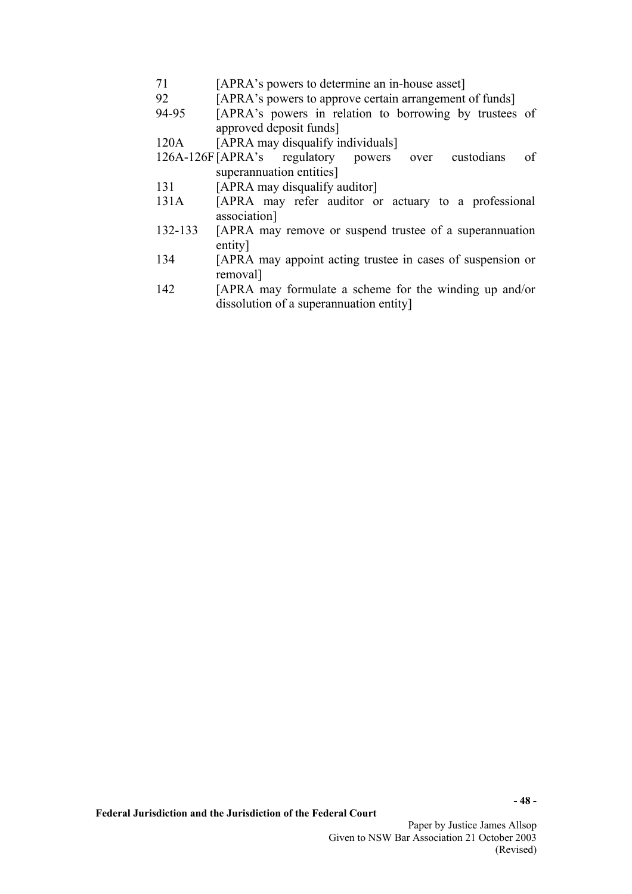| | |
|---|---|
| 71 | [APRA's powers to determine an in-house asset] |
| 92 | [APRA's powers to approve certain arrangement of funds] |
| 94-95 | [APRA's powers in relation to borrowing by trustees of approved deposit funds] |
| 120A | [APRA may disqualify individuals] |
| 126A-126F | [APRA's regulatory powers over custodians of superannuation entities] |
| 131 | [APRA may disqualify auditor] |
| 131A | [APRA may refer auditor or actuary to a professional association] |
| 132-133 | [APRA may remove or suspend trustee of a superannuation entity] |
| 134 | [APRA may appoint acting trustee in cases of suspension or removal] |
| 142 | [APRA may formulate a scheme for the winding up and/or dissolution of a superannuation entity] |